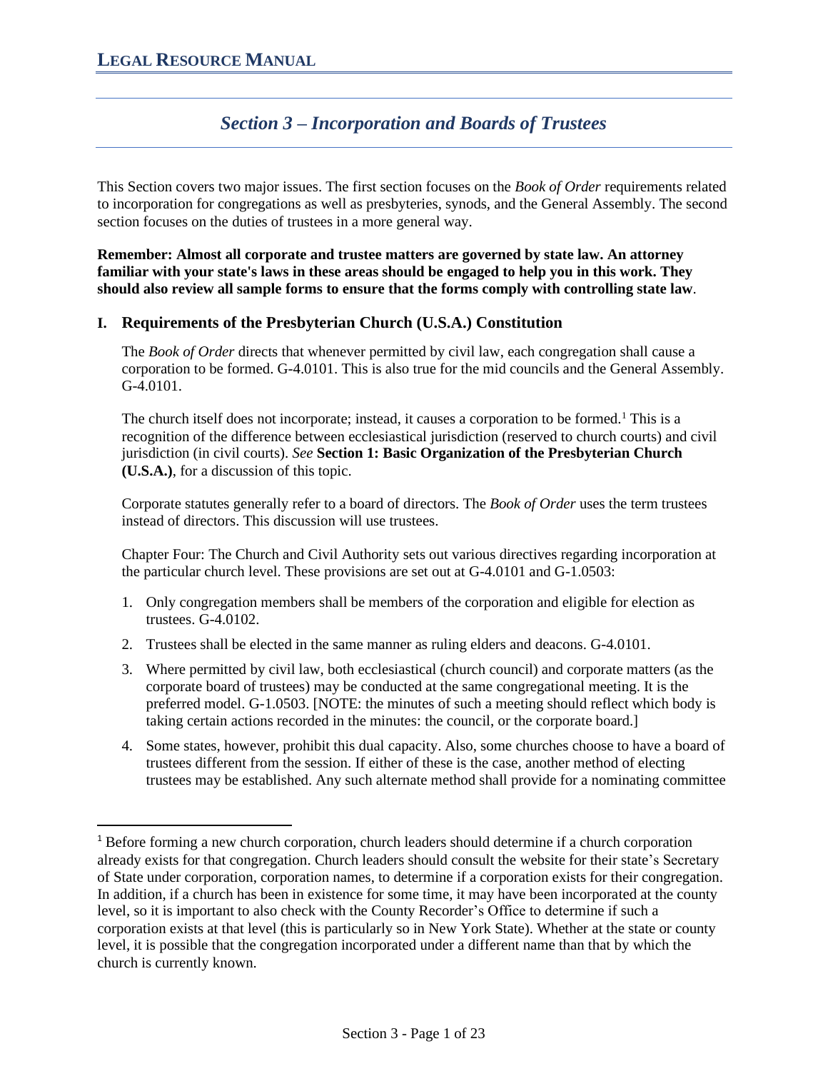# Section 3 – Incorporation and Boards of Trustees

This Section covers two major issues. The first section focuses on the *Book of Order* requirements related to incorporation for congregations as well as presbyteries, synods, and the General Assembly. The second section focuses on the duties of trustees in a more general way.

**Remember: Almost all corporate and trustee matters are governed by state law. An attorney familiar with your state's laws in these areas should be engaged to help you in this work. They should also review all sample forms to ensure that the forms comply with controlling state law**.

## I. Requirements of the Presbyterian Church (U.S.A.) Constitution

The *Book of Order* directs that whenever permitted by civil law, each congregation shall cause a corporation to be formed. G-4.0101. This is also true for the mid councils and the General Assembly. G-4.0101.

The church itself does not incorporate; instead, it causes a corporation to be formed.[1] This is a recognition of the difference between ecclesiastical jurisdiction (reserved to church courts) and civil jurisdiction (in civil courts). *See* **Section 1: Basic Organization of the Presbyterian Church (U.S.A.)**, for a discussion of this topic.

Corporate statutes generally refer to a board of directors. The *Book of Order* uses the term trustees instead of directors. This discussion will use trustees.

Chapter Four: The Church and Civil Authority sets out various directives regarding incorporation at the particular church level. These provisions are set out at G-4.0101 and G-1.0503:

1. Only congregation members shall be members of the corporation and eligible for election as trustees. G-4.0102.
2. Trustees shall be elected in the same manner as ruling elders and deacons. G-4.0101.
3. Where permitted by civil law, both ecclesiastical (church council) and corporate matters (as the corporate board of trustees) may be conducted at the same congregational meeting. It is the preferred model. G-1.0503. [NOTE: the minutes of such a meeting should reflect which body is taking certain actions recorded in the minutes: the council, or the corporate board.]
4. Some states, however, prohibit this dual capacity. Also, some churches choose to have a board of trustees different from the session. If either of these is the case, another method of electing trustees may be established. Any such alternate method shall provide for a nominating committee

[1] Before forming a new church corporation, church leaders should determine if a church corporation already exists for that congregation. Church leaders should consult the website for their state's Secretary of State under corporation, corporation names, to determine if a corporation exists for their congregation. In addition, if a church has been in existence for some time, it may have been incorporated at the county level, so it is important to also check with the County Recorder's Office to determine if such a corporation exists at that level (this is particularly so in New York State). Whether at the state or county level, it is possible that the congregation incorporated under a different name than that by which the church is currently known.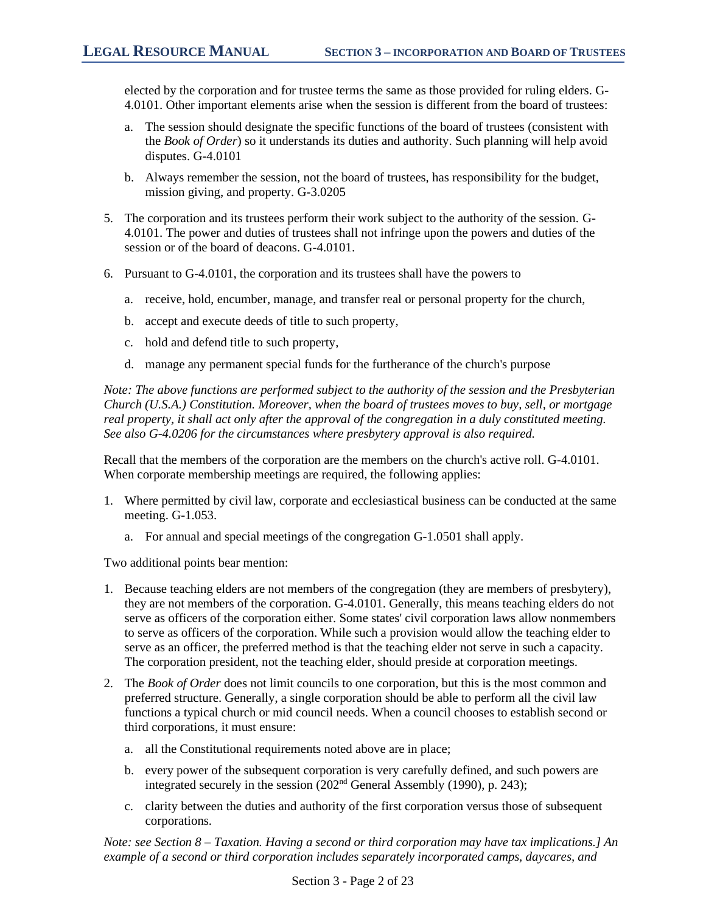elected by the corporation and for trustee terms the same as those provided for ruling elders. G-4.0101. Other important elements arise when the session is different from the board of trustees:

   a. The session should designate the specific functions of the board of trustees (consistent with the *Book of Order*) so it understands its duties and authority. Such planning will help avoid disputes. G-4.0101

   b. Always remember the session, not the board of trustees, has responsibility for the budget, mission giving, and property. G-3.0205

5. The corporation and its trustees perform their work subject to the authority of the session. G-4.0101. The power and duties of trustees shall not infringe upon the powers and duties of the session or of the board of deacons. G-4.0101.

6. Pursuant to G-4.0101, the corporation and its trustees shall have the powers to

   a. receive, hold, encumber, manage, and transfer real or personal property for the church,

   b. accept and execute deeds of title to such property,

   c. hold and defend title to such property,

   d. manage any permanent special funds for the furtherance of the church's purpose

*Note: The above functions are performed subject to the authority of the session and the Presbyterian Church (U.S.A.) Constitution. Moreover, when the board of trustees moves to buy, sell, or mortgage real property, it shall act only after the approval of the congregation in a duly constituted meeting. See also G-4.0206 for the circumstances where presbytery approval is also required.*

Recall that the members of the corporation are the members on the church's active roll. G-4.0101. When corporate membership meetings are required, the following applies:

1. Where permitted by civil law, corporate and ecclesiastical business can be conducted at the same meeting. G-1.053.

   a. For annual and special meetings of the congregation G-1.0501 shall apply.

Two additional points bear mention:

1. Because teaching elders are not members of the congregation (they are members of presbytery), they are not members of the corporation. G-4.0101. Generally, this means teaching elders do not serve as officers of the corporation either. Some states' civil corporation laws allow nonmembers to serve as officers of the corporation. While such a provision would allow the teaching elder to serve as an officer, the preferred method is that the teaching elder not serve in such a capacity. The corporation president, not the teaching elder, should preside at corporation meetings.

2. The *Book of Order* does not limit councils to one corporation, but this is the most common and preferred structure. Generally, a single corporation should be able to perform all the civil law functions a typical church or mid council needs. When a council chooses to establish second or third corporations, it must ensure:

   a. all the Constitutional requirements noted above are in place;

   b. every power of the subsequent corporation is very carefully defined, and such powers are integrated securely in the session (202nd General Assembly (1990), p. 243);

   c. clarity between the duties and authority of the first corporation versus those of subsequent corporations.

*Note: see Section 8 – Taxation. Having a second or third corporation may have tax implications.] An example of a second or third corporation includes separately incorporated camps, daycares, and*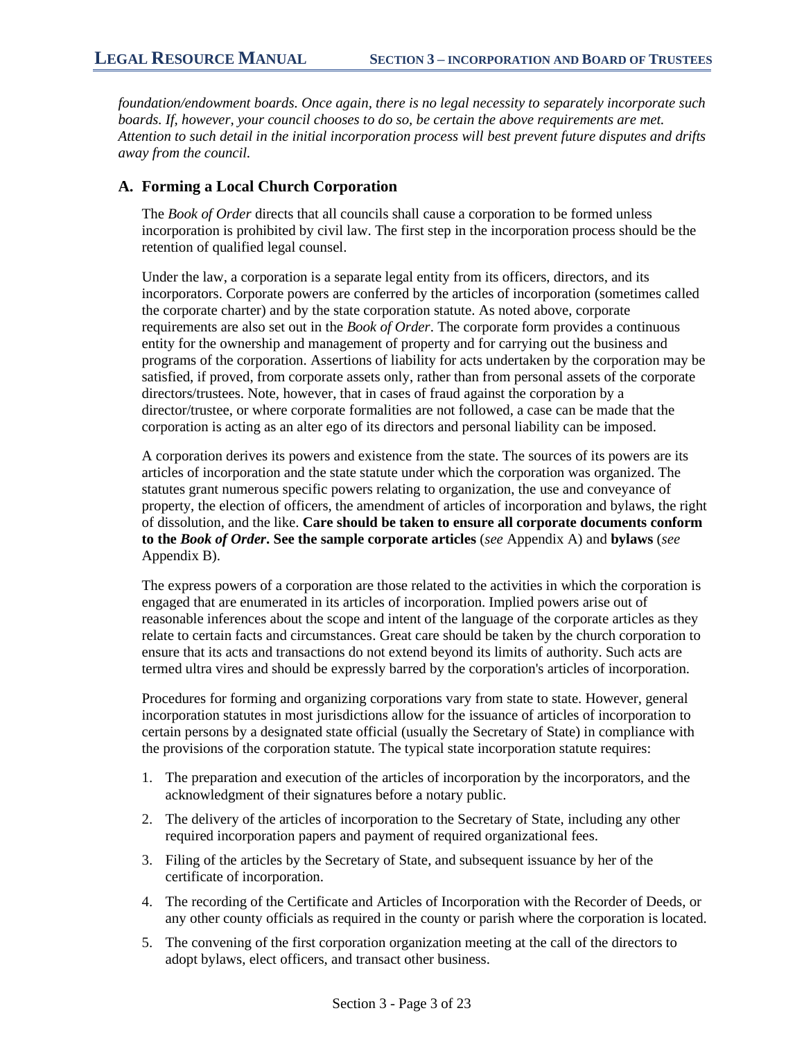*foundation/endowment boards. Once again, there is no legal necessity to separately incorporate such boards. If, however, your council chooses to do so, be certain the above requirements are met. Attention to such detail in the initial incorporation process will best prevent future disputes and drifts away from the council.*

## A. Forming a Local Church Corporation

The *Book of Order* directs that all councils shall cause a corporation to be formed unless incorporation is prohibited by civil law. The first step in the incorporation process should be the retention of qualified legal counsel.

Under the law, a corporation is a separate legal entity from its officers, directors, and its incorporators. Corporate powers are conferred by the articles of incorporation (sometimes called the corporate charter) and by the state corporation statute. As noted above, corporate requirements are also set out in the *Book of Order*. The corporate form provides a continuous entity for the ownership and management of property and for carrying out the business and programs of the corporation. Assertions of liability for acts undertaken by the corporation may be satisfied, if proved, from corporate assets only, rather than from personal assets of the corporate directors/trustees. Note, however, that in cases of fraud against the corporation by a director/trustee, or where corporate formalities are not followed, a case can be made that the corporation is acting as an alter ego of its directors and personal liability can be imposed.

A corporation derives its powers and existence from the state. The sources of its powers are its articles of incorporation and the state statute under which the corporation was organized. The statutes grant numerous specific powers relating to organization, the use and conveyance of property, the election of officers, the amendment of articles of incorporation and bylaws, the right of dissolution, and the like. **Care should be taken to ensure all corporate documents conform to the *Book of Order*. See the sample corporate articles** (*see* Appendix A) and **bylaws** (*see* Appendix B).

The express powers of a corporation are those related to the activities in which the corporation is engaged that are enumerated in its articles of incorporation. Implied powers arise out of reasonable inferences about the scope and intent of the language of the corporate articles as they relate to certain facts and circumstances. Great care should be taken by the church corporation to ensure that its acts and transactions do not extend beyond its limits of authority. Such acts are termed ultra vires and should be expressly barred by the corporation's articles of incorporation.

Procedures for forming and organizing corporations vary from state to state. However, general incorporation statutes in most jurisdictions allow for the issuance of articles of incorporation to certain persons by a designated state official (usually the Secretary of State) in compliance with the provisions of the corporation statute. The typical state incorporation statute requires:

1. The preparation and execution of the articles of incorporation by the incorporators, and the acknowledgment of their signatures before a notary public.
2. The delivery of the articles of incorporation to the Secretary of State, including any other required incorporation papers and payment of required organizational fees.
3. Filing of the articles by the Secretary of State, and subsequent issuance by her of the certificate of incorporation.
4. The recording of the Certificate and Articles of Incorporation with the Recorder of Deeds, or any other county officials as required in the county or parish where the corporation is located.
5. The convening of the first corporation organization meeting at the call of the directors to adopt bylaws, elect officers, and transact other business.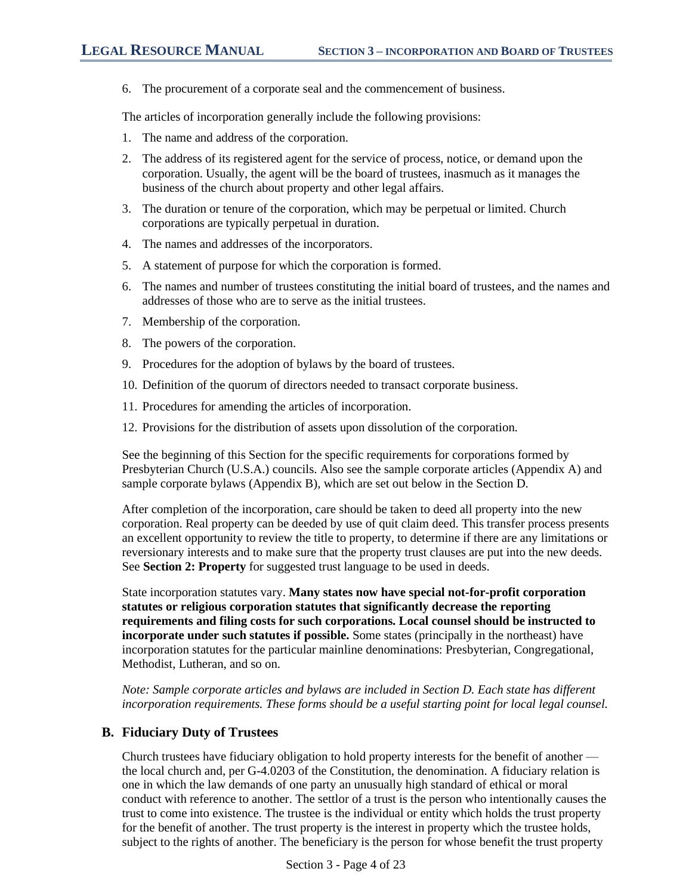6. The procurement of a corporate seal and the commencement of business.

The articles of incorporation generally include the following provisions:

1. The name and address of the corporation.
2. The address of its registered agent for the service of process, notice, or demand upon the corporation. Usually, the agent will be the board of trustees, inasmuch as it manages the business of the church about property and other legal affairs.
3. The duration or tenure of the corporation, which may be perpetual or limited. Church corporations are typically perpetual in duration.
4. The names and addresses of the incorporators.
5. A statement of purpose for which the corporation is formed.
6. The names and number of trustees constituting the initial board of trustees, and the names and addresses of those who are to serve as the initial trustees.
7. Membership of the corporation.
8. The powers of the corporation.
9. Procedures for the adoption of bylaws by the board of trustees.
10. Definition of the quorum of directors needed to transact corporate business.
11. Procedures for amending the articles of incorporation.
12. Provisions for the distribution of assets upon dissolution of the corporation.

See the beginning of this Section for the specific requirements for corporations formed by Presbyterian Church (U.S.A.) councils. Also see the sample corporate articles (Appendix A) and sample corporate bylaws (Appendix B), which are set out below in the Section D.

After completion of the incorporation, care should be taken to deed all property into the new corporation. Real property can be deeded by use of quit claim deed. This transfer process presents an excellent opportunity to review the title to property, to determine if there are any limitations or reversionary interests and to make sure that the property trust clauses are put into the new deeds. See **Section 2: Property** for suggested trust language to be used in deeds.

State incorporation statutes vary. **Many states now have special not-for-profit corporation statutes or religious corporation statutes that significantly decrease the reporting requirements and filing costs for such corporations. Local counsel should be instructed to incorporate under such statutes if possible.** Some states (principally in the northeast) have incorporation statutes for the particular mainline denominations: Presbyterian, Congregational, Methodist, Lutheran, and so on.

*Note: Sample corporate articles and bylaws are included in Section D. Each state has different incorporation requirements. These forms should be a useful starting point for local legal counsel.*

## B. Fiduciary Duty of Trustees

Church trustees have fiduciary obligation to hold property interests for the benefit of another — the local church and, per G-4.0203 of the Constitution, the denomination. A fiduciary relation is one in which the law demands of one party an unusually high standard of ethical or moral conduct with reference to another. The settlor of a trust is the person who intentionally causes the trust to come into existence. The trustee is the individual or entity which holds the trust property for the benefit of another. The trust property is the interest in property which the trustee holds, subject to the rights of another. The beneficiary is the person for whose benefit the trust property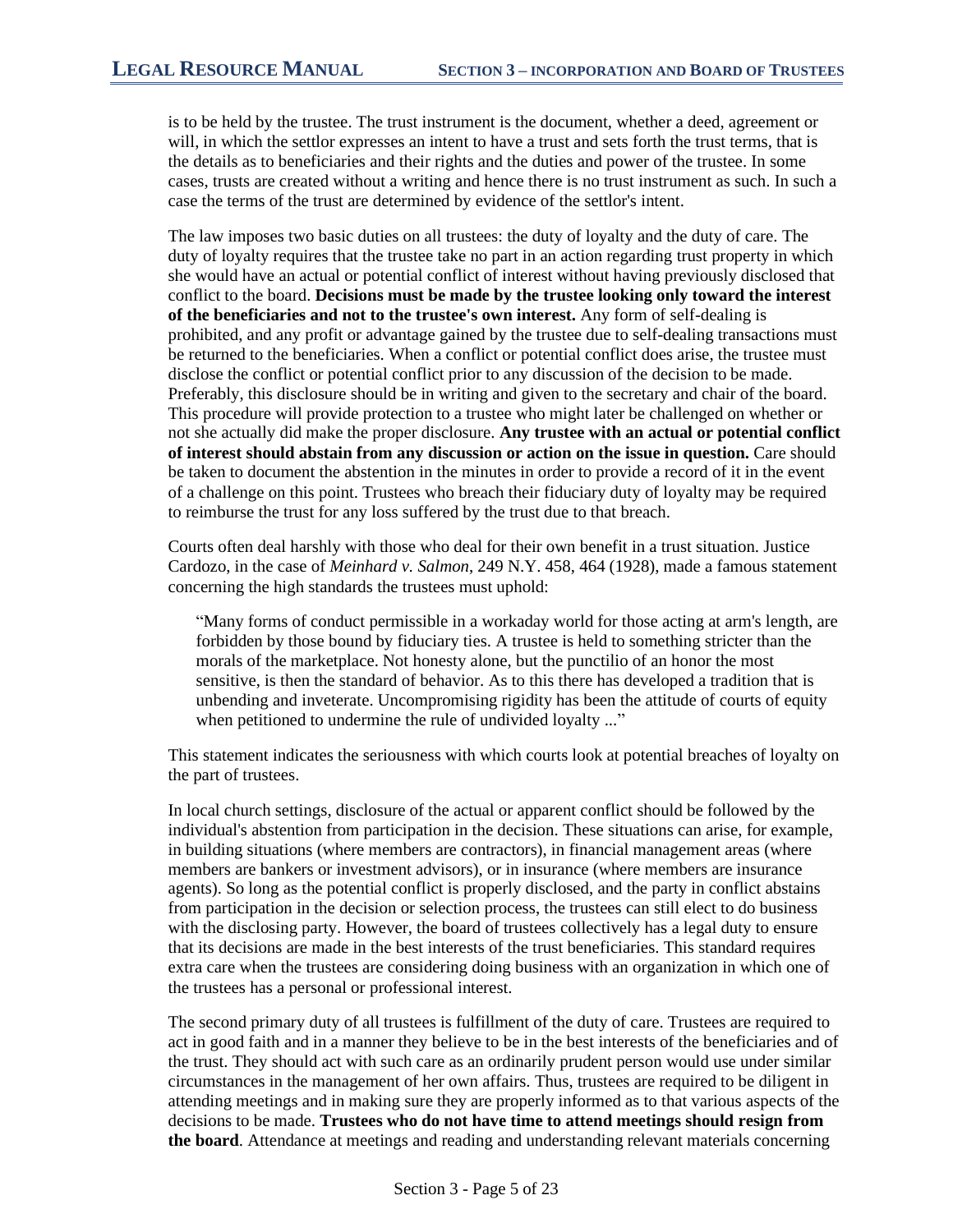is to be held by the trustee. The trust instrument is the document, whether a deed, agreement or will, in which the settlor expresses an intent to have a trust and sets forth the trust terms, that is the details as to beneficiaries and their rights and the duties and power of the trustee. In some cases, trusts are created without a writing and hence there is no trust instrument as such. In such a case the terms of the trust are determined by evidence of the settlor's intent.

The law imposes two basic duties on all trustees: the duty of loyalty and the duty of care. The duty of loyalty requires that the trustee take no part in an action regarding trust property in which she would have an actual or potential conflict of interest without having previously disclosed that conflict to the board. **Decisions must be made by the trustee looking only toward the interest of the beneficiaries and not to the trustee's own interest.** Any form of self-dealing is prohibited, and any profit or advantage gained by the trustee due to self-dealing transactions must be returned to the beneficiaries. When a conflict or potential conflict does arise, the trustee must disclose the conflict or potential conflict prior to any discussion of the decision to be made. Preferably, this disclosure should be in writing and given to the secretary and chair of the board. This procedure will provide protection to a trustee who might later be challenged on whether or not she actually did make the proper disclosure. **Any trustee with an actual or potential conflict of interest should abstain from any discussion or action on the issue in question.** Care should be taken to document the abstention in the minutes in order to provide a record of it in the event of a challenge on this point. Trustees who breach their fiduciary duty of loyalty may be required to reimburse the trust for any loss suffered by the trust due to that breach.

Courts often deal harshly with those who deal for their own benefit in a trust situation. Justice Cardozo, in the case of *Meinhard v. Salmon*, 249 N.Y. 458, 464 (1928), made a famous statement concerning the high standards the trustees must uphold:

> "Many forms of conduct permissible in a workaday world for those acting at arm's length, are forbidden by those bound by fiduciary ties. A trustee is held to something stricter than the morals of the marketplace. Not honesty alone, but the punctilio of an honor the most sensitive, is then the standard of behavior. As to this there has developed a tradition that is unbending and inveterate. Uncompromising rigidity has been the attitude of courts of equity when petitioned to undermine the rule of undivided loyalty ..."

This statement indicates the seriousness with which courts look at potential breaches of loyalty on the part of trustees.

In local church settings, disclosure of the actual or apparent conflict should be followed by the individual's abstention from participation in the decision. These situations can arise, for example, in building situations (where members are contractors), in financial management areas (where members are bankers or investment advisors), or in insurance (where members are insurance agents). So long as the potential conflict is properly disclosed, and the party in conflict abstains from participation in the decision or selection process, the trustees can still elect to do business with the disclosing party. However, the board of trustees collectively has a legal duty to ensure that its decisions are made in the best interests of the trust beneficiaries. This standard requires extra care when the trustees are considering doing business with an organization in which one of the trustees has a personal or professional interest.

The second primary duty of all trustees is fulfillment of the duty of care. Trustees are required to act in good faith and in a manner they believe to be in the best interests of the beneficiaries and of the trust. They should act with such care as an ordinarily prudent person would use under similar circumstances in the management of her own affairs. Thus, trustees are required to be diligent in attending meetings and in making sure they are properly informed as to that various aspects of the decisions to be made. **Trustees who do not have time to attend meetings should resign from the board**. Attendance at meetings and reading and understanding relevant materials concerning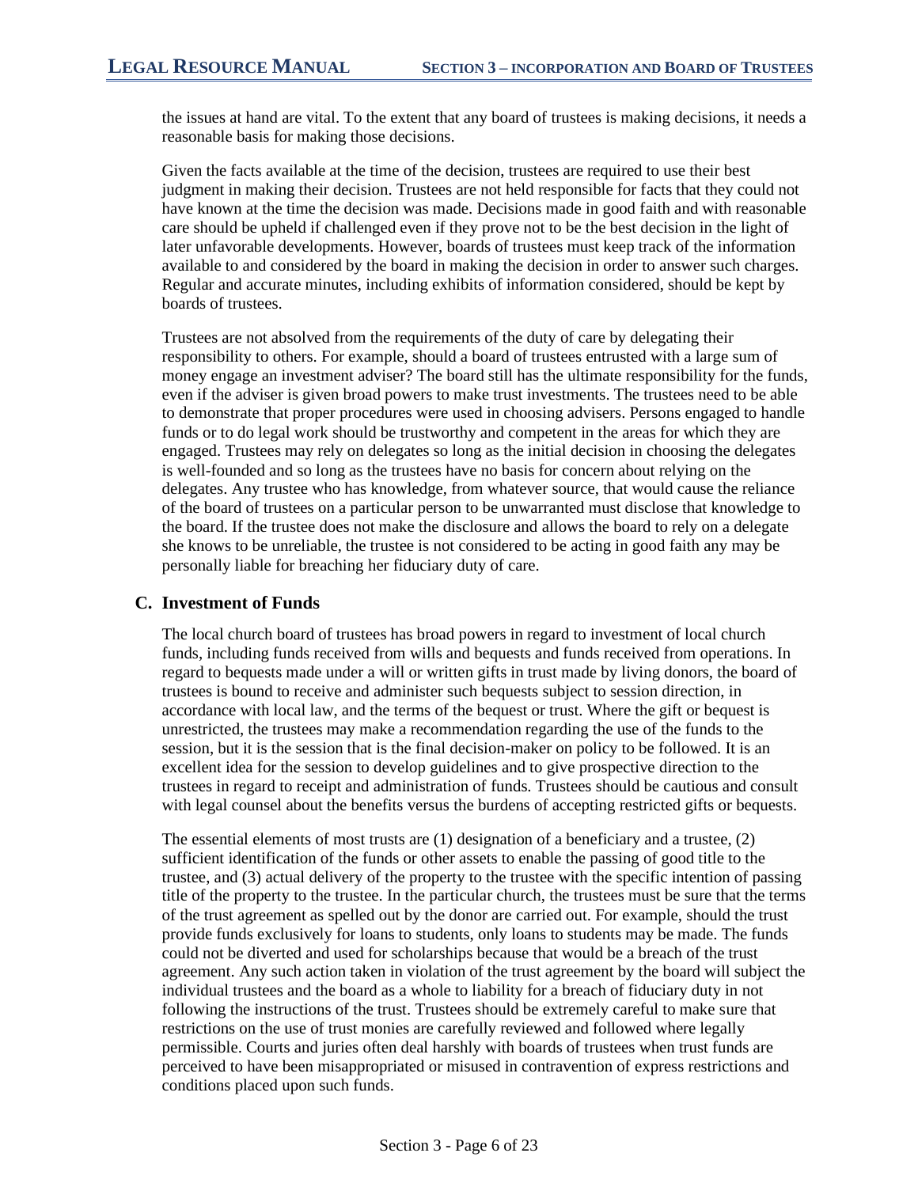the issues at hand are vital. To the extent that any board of trustees is making decisions, it needs a reasonable basis for making those decisions.

Given the facts available at the time of the decision, trustees are required to use their best judgment in making their decision. Trustees are not held responsible for facts that they could not have known at the time the decision was made. Decisions made in good faith and with reasonable care should be upheld if challenged even if they prove not to be the best decision in the light of later unfavorable developments. However, boards of trustees must keep track of the information available to and considered by the board in making the decision in order to answer such charges. Regular and accurate minutes, including exhibits of information considered, should be kept by boards of trustees.

Trustees are not absolved from the requirements of the duty of care by delegating their responsibility to others. For example, should a board of trustees entrusted with a large sum of money engage an investment adviser? The board still has the ultimate responsibility for the funds, even if the adviser is given broad powers to make trust investments. The trustees need to be able to demonstrate that proper procedures were used in choosing advisers. Persons engaged to handle funds or to do legal work should be trustworthy and competent in the areas for which they are engaged. Trustees may rely on delegates so long as the initial decision in choosing the delegates is well-founded and so long as the trustees have no basis for concern about relying on the delegates. Any trustee who has knowledge, from whatever source, that would cause the reliance of the board of trustees on a particular person to be unwarranted must disclose that knowledge to the board. If the trustee does not make the disclosure and allows the board to rely on a delegate she knows to be unreliable, the trustee is not considered to be acting in good faith any may be personally liable for breaching her fiduciary duty of care.

### C. Investment of Funds

The local church board of trustees has broad powers in regard to investment of local church funds, including funds received from wills and bequests and funds received from operations. In regard to bequests made under a will or written gifts in trust made by living donors, the board of trustees is bound to receive and administer such bequests subject to session direction, in accordance with local law, and the terms of the bequest or trust. Where the gift or bequest is unrestricted, the trustees may make a recommendation regarding the use of the funds to the session, but it is the session that is the final decision-maker on policy to be followed. It is an excellent idea for the session to develop guidelines and to give prospective direction to the trustees in regard to receipt and administration of funds. Trustees should be cautious and consult with legal counsel about the benefits versus the burdens of accepting restricted gifts or bequests.

The essential elements of most trusts are (1) designation of a beneficiary and a trustee, (2) sufficient identification of the funds or other assets to enable the passing of good title to the trustee, and (3) actual delivery of the property to the trustee with the specific intention of passing title of the property to the trustee. In the particular church, the trustees must be sure that the terms of the trust agreement as spelled out by the donor are carried out. For example, should the trust provide funds exclusively for loans to students, only loans to students may be made. The funds could not be diverted and used for scholarships because that would be a breach of the trust agreement. Any such action taken in violation of the trust agreement by the board will subject the individual trustees and the board as a whole to liability for a breach of fiduciary duty in not following the instructions of the trust. Trustees should be extremely careful to make sure that restrictions on the use of trust monies are carefully reviewed and followed where legally permissible. Courts and juries often deal harshly with boards of trustees when trust funds are perceived to have been misappropriated or misused in contravention of express restrictions and conditions placed upon such funds.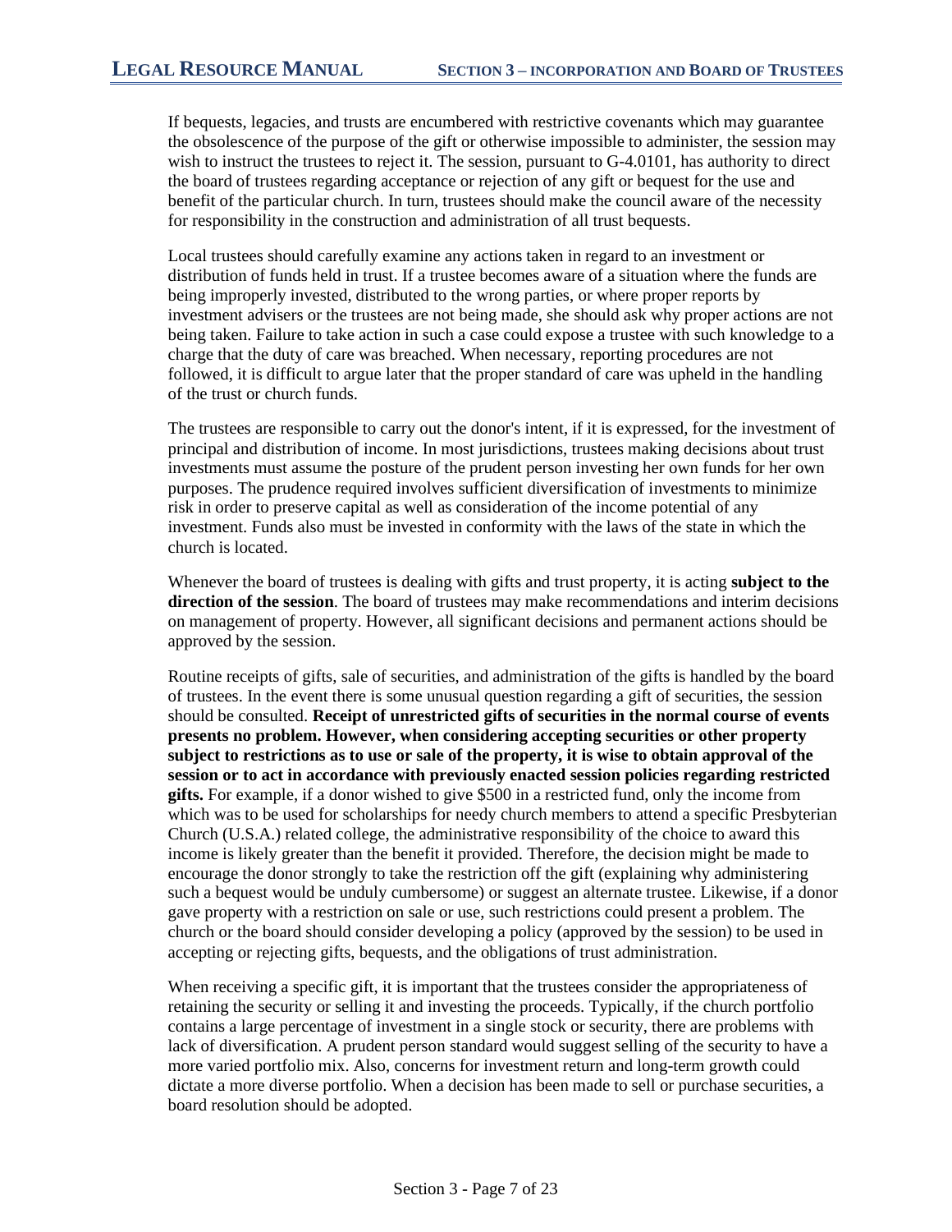If bequests, legacies, and trusts are encumbered with restrictive covenants which may guarantee the obsolescence of the purpose of the gift or otherwise impossible to administer, the session may wish to instruct the trustees to reject it. The session, pursuant to G-4.0101, has authority to direct the board of trustees regarding acceptance or rejection of any gift or bequest for the use and benefit of the particular church. In turn, trustees should make the council aware of the necessity for responsibility in the construction and administration of all trust bequests.

Local trustees should carefully examine any actions taken in regard to an investment or distribution of funds held in trust. If a trustee becomes aware of a situation where the funds are being improperly invested, distributed to the wrong parties, or where proper reports by investment advisers or the trustees are not being made, she should ask why proper actions are not being taken. Failure to take action in such a case could expose a trustee with such knowledge to a charge that the duty of care was breached. When necessary, reporting procedures are not followed, it is difficult to argue later that the proper standard of care was upheld in the handling of the trust or church funds.

The trustees are responsible to carry out the donor's intent, if it is expressed, for the investment of principal and distribution of income. In most jurisdictions, trustees making decisions about trust investments must assume the posture of the prudent person investing her own funds for her own purposes. The prudence required involves sufficient diversification of investments to minimize risk in order to preserve capital as well as consideration of the income potential of any investment. Funds also must be invested in conformity with the laws of the state in which the church is located.

Whenever the board of trustees is dealing with gifts and trust property, it is acting **subject to the direction of the session**. The board of trustees may make recommendations and interim decisions on management of property. However, all significant decisions and permanent actions should be approved by the session.

Routine receipts of gifts, sale of securities, and administration of the gifts is handled by the board of trustees. In the event there is some unusual question regarding a gift of securities, the session should be consulted. **Receipt of unrestricted gifts of securities in the normal course of events presents no problem. However, when considering accepting securities or other property subject to restrictions as to use or sale of the property, it is wise to obtain approval of the session or to act in accordance with previously enacted session policies regarding restricted gifts.** For example, if a donor wished to give $500 in a restricted fund, only the income from which was to be used for scholarships for needy church members to attend a specific Presbyterian Church (U.S.A.) related college, the administrative responsibility of the choice to award this income is likely greater than the benefit it provided. Therefore, the decision might be made to encourage the donor strongly to take the restriction off the gift (explaining why administering such a bequest would be unduly cumbersome) or suggest an alternate trustee. Likewise, if a donor gave property with a restriction on sale or use, such restrictions could present a problem. The church or the board should consider developing a policy (approved by the session) to be used in accepting or rejecting gifts, bequests, and the obligations of trust administration.

When receiving a specific gift, it is important that the trustees consider the appropriateness of retaining the security or selling it and investing the proceeds. Typically, if the church portfolio contains a large percentage of investment in a single stock or security, there are problems with lack of diversification. A prudent person standard would suggest selling of the security to have a more varied portfolio mix. Also, concerns for investment return and long-term growth could dictate a more diverse portfolio. When a decision has been made to sell or purchase securities, a board resolution should be adopted.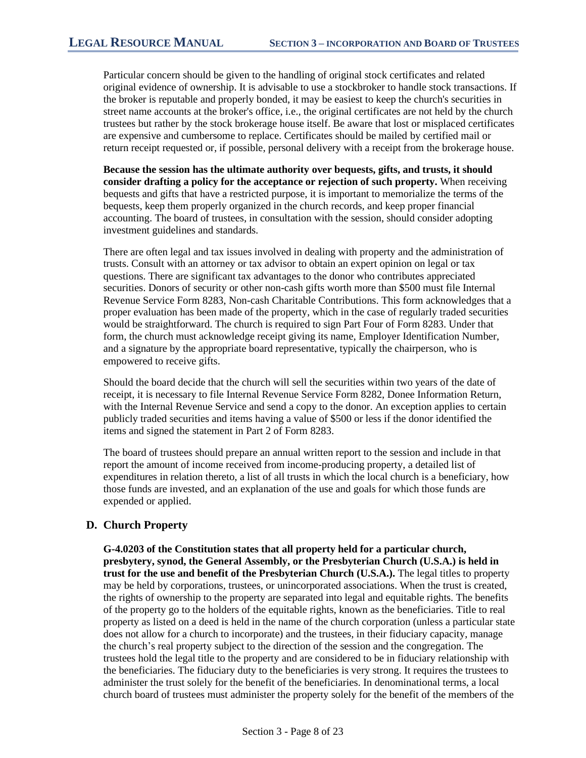Particular concern should be given to the handling of original stock certificates and related original evidence of ownership. It is advisable to use a stockbroker to handle stock transactions. If the broker is reputable and properly bonded, it may be easiest to keep the church's securities in street name accounts at the broker's office, i.e., the original certificates are not held by the church trustees but rather by the stock brokerage house itself. Be aware that lost or misplaced certificates are expensive and cumbersome to replace. Certificates should be mailed by certified mail or return receipt requested or, if possible, personal delivery with a receipt from the brokerage house.

**Because the session has the ultimate authority over bequests, gifts, and trusts, it should consider drafting a policy for the acceptance or rejection of such property.** When receiving bequests and gifts that have a restricted purpose, it is important to memorialize the terms of the bequests, keep them properly organized in the church records, and keep proper financial accounting. The board of trustees, in consultation with the session, should consider adopting investment guidelines and standards.

There are often legal and tax issues involved in dealing with property and the administration of trusts. Consult with an attorney or tax advisor to obtain an expert opinion on legal or tax questions. There are significant tax advantages to the donor who contributes appreciated securities. Donors of security or other non-cash gifts worth more than $500 must file Internal Revenue Service Form 8283, Non-cash Charitable Contributions. This form acknowledges that a proper evaluation has been made of the property, which in the case of regularly traded securities would be straightforward. The church is required to sign Part Four of Form 8283. Under that form, the church must acknowledge receipt giving its name, Employer Identification Number, and a signature by the appropriate board representative, typically the chairperson, who is empowered to receive gifts.

Should the board decide that the church will sell the securities within two years of the date of receipt, it is necessary to file Internal Revenue Service Form 8282, Donee Information Return, with the Internal Revenue Service and send a copy to the donor. An exception applies to certain publicly traded securities and items having a value of $500 or less if the donor identified the items and signed the statement in Part 2 of Form 8283.

The board of trustees should prepare an annual written report to the session and include in that report the amount of income received from income-producing property, a detailed list of expenditures in relation thereto, a list of all trusts in which the local church is a beneficiary, how those funds are invested, and an explanation of the use and goals for which those funds are expended or applied.

## D. Church Property

**G-4.0203 of the Constitution states that all property held for a particular church, presbytery, synod, the General Assembly, or the Presbyterian Church (U.S.A.) is held in trust for the use and benefit of the Presbyterian Church (U.S.A.).** The legal titles to property may be held by corporations, trustees, or unincorporated associations. When the trust is created, the rights of ownership to the property are separated into legal and equitable rights. The benefits of the property go to the holders of the equitable rights, known as the beneficiaries. Title to real property as listed on a deed is held in the name of the church corporation (unless a particular state does not allow for a church to incorporate) and the trustees, in their fiduciary capacity, manage the church's real property subject to the direction of the session and the congregation. The trustees hold the legal title to the property and are considered to be in fiduciary relationship with the beneficiaries. The fiduciary duty to the beneficiaries is very strong. It requires the trustees to administer the trust solely for the benefit of the beneficiaries. In denominational terms, a local church board of trustees must administer the property solely for the benefit of the members of the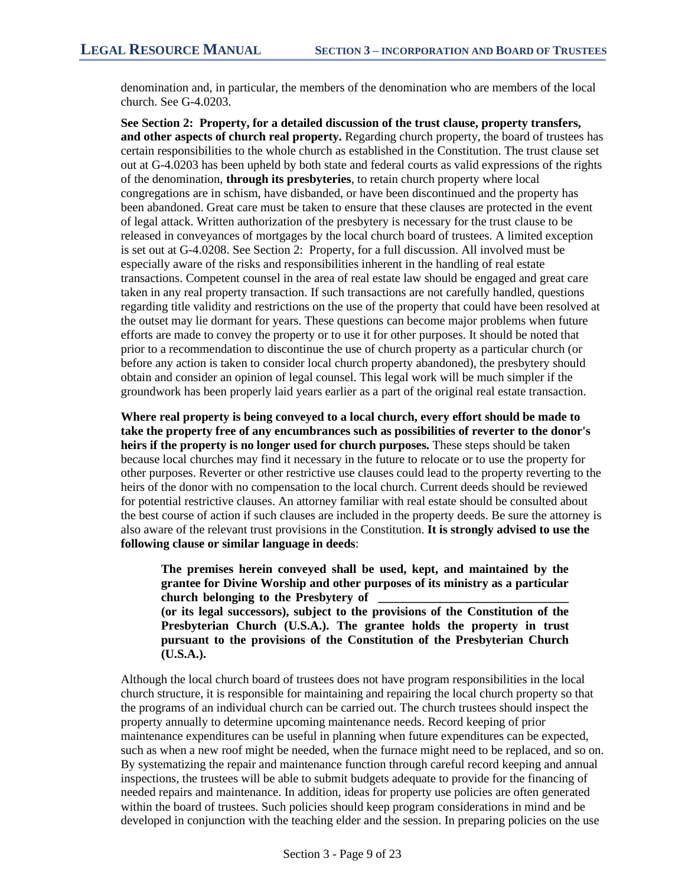denomination and, in particular, the members of the denomination who are members of the local church. See G-4.0203.

**See Section 2: Property, for a detailed discussion of the trust clause, property transfers, and other aspects of church real property.** Regarding church property, the board of trustees has certain responsibilities to the whole church as established in the Constitution. The trust clause set out at G-4.0203 has been upheld by both state and federal courts as valid expressions of the rights of the denomination, **through its presbyteries**, to retain church property where local congregations are in schism, have disbanded, or have been discontinued and the property has been abandoned. Great care must be taken to ensure that these clauses are protected in the event of legal attack. Written authorization of the presbytery is necessary for the trust clause to be released in conveyances of mortgages by the local church board of trustees. A limited exception is set out at G-4.0208. See Section 2: Property, for a full discussion. All involved must be especially aware of the risks and responsibilities inherent in the handling of real estate transactions. Competent counsel in the area of real estate law should be engaged and great care taken in any real property transaction. If such transactions are not carefully handled, questions regarding title validity and restrictions on the use of the property that could have been resolved at the outset may lie dormant for years. These questions can become major problems when future efforts are made to convey the property or to use it for other purposes. It should be noted that prior to a recommendation to discontinue the use of church property as a particular church (or before any action is taken to consider local church property abandoned), the presbytery should obtain and consider an opinion of legal counsel. This legal work will be much simpler if the groundwork has been properly laid years earlier as a part of the original real estate transaction.

**Where real property is being conveyed to a local church, every effort should be made to take the property free of any encumbrances such as possibilities of reverter to the donor's heirs if the property is no longer used for church purposes.** These steps should be taken because local churches may find it necessary in the future to relocate or to use the property for other purposes. Reverter or other restrictive use clauses could lead to the property reverting to the heirs of the donor with no compensation to the local church. Current deeds should be reviewed for potential restrictive clauses. An attorney familiar with real estate should be consulted about the best course of action if such clauses are included in the property deeds. Be sure the attorney is also aware of the relevant trust provisions in the Constitution. **It is strongly advised to use the following clause or similar language in deeds**:

> **The premises herein conveyed shall be used, kept, and maintained by the grantee for Divine Worship and other purposes of its ministry as a particular church belonging to the Presbytery of \_\_\_\_\_\_\_\_\_\_\_\_\_\_\_\_\_\_\_\_\_\_\_\_\_\_\_\_\_\_ (or its legal successors), subject to the provisions of the Constitution of the Presbyterian Church (U.S.A.). The grantee holds the property in trust pursuant to the provisions of the Constitution of the Presbyterian Church (U.S.A.).**

Although the local church board of trustees does not have program responsibilities in the local church structure, it is responsible for maintaining and repairing the local church property so that the programs of an individual church can be carried out. The church trustees should inspect the property annually to determine upcoming maintenance needs. Record keeping of prior maintenance expenditures can be useful in planning when future expenditures can be expected, such as when a new roof might be needed, when the furnace might need to be replaced, and so on. By systematizing the repair and maintenance function through careful record keeping and annual inspections, the trustees will be able to submit budgets adequate to provide for the financing of needed repairs and maintenance. In addition, ideas for property use policies are often generated within the board of trustees. Such policies should keep program considerations in mind and be developed in conjunction with the teaching elder and the session. In preparing policies on the use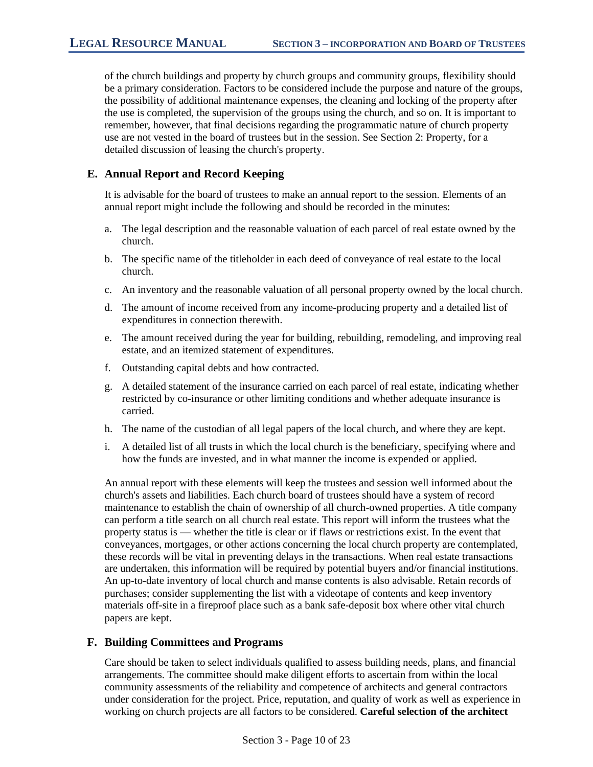of the church buildings and property by church groups and community groups, flexibility should be a primary consideration. Factors to be considered include the purpose and nature of the groups, the possibility of additional maintenance expenses, the cleaning and locking of the property after the use is completed, the supervision of the groups using the church, and so on. It is important to remember, however, that final decisions regarding the programmatic nature of church property use are not vested in the board of trustees but in the session. See Section 2: Property, for a detailed discussion of leasing the church's property.

### E. Annual Report and Record Keeping

It is advisable for the board of trustees to make an annual report to the session. Elements of an annual report might include the following and should be recorded in the minutes:

a. The legal description and the reasonable valuation of each parcel of real estate owned by the church.

b. The specific name of the titleholder in each deed of conveyance of real estate to the local church.

c. An inventory and the reasonable valuation of all personal property owned by the local church.

d. The amount of income received from any income-producing property and a detailed list of expenditures in connection therewith.

e. The amount received during the year for building, rebuilding, remodeling, and improving real estate, and an itemized statement of expenditures.

f. Outstanding capital debts and how contracted.

g. A detailed statement of the insurance carried on each parcel of real estate, indicating whether restricted by co-insurance or other limiting conditions and whether adequate insurance is carried.

h. The name of the custodian of all legal papers of the local church, and where they are kept.

i. A detailed list of all trusts in which the local church is the beneficiary, specifying where and how the funds are invested, and in what manner the income is expended or applied.

An annual report with these elements will keep the trustees and session well informed about the church's assets and liabilities. Each church board of trustees should have a system of record maintenance to establish the chain of ownership of all church-owned properties. A title company can perform a title search on all church real estate. This report will inform the trustees what the property status is — whether the title is clear or if flaws or restrictions exist. In the event that conveyances, mortgages, or other actions concerning the local church property are contemplated, these records will be vital in preventing delays in the transactions. When real estate transactions are undertaken, this information will be required by potential buyers and/or financial institutions. An up-to-date inventory of local church and manse contents is also advisable. Retain records of purchases; consider supplementing the list with a videotape of contents and keep inventory materials off-site in a fireproof place such as a bank safe-deposit box where other vital church papers are kept.

### F. Building Committees and Programs

Care should be taken to select individuals qualified to assess building needs, plans, and financial arrangements. The committee should make diligent efforts to ascertain from within the local community assessments of the reliability and competence of architects and general contractors under consideration for the project. Price, reputation, and quality of work as well as experience in working on church projects are all factors to be considered. **Careful selection of the architect**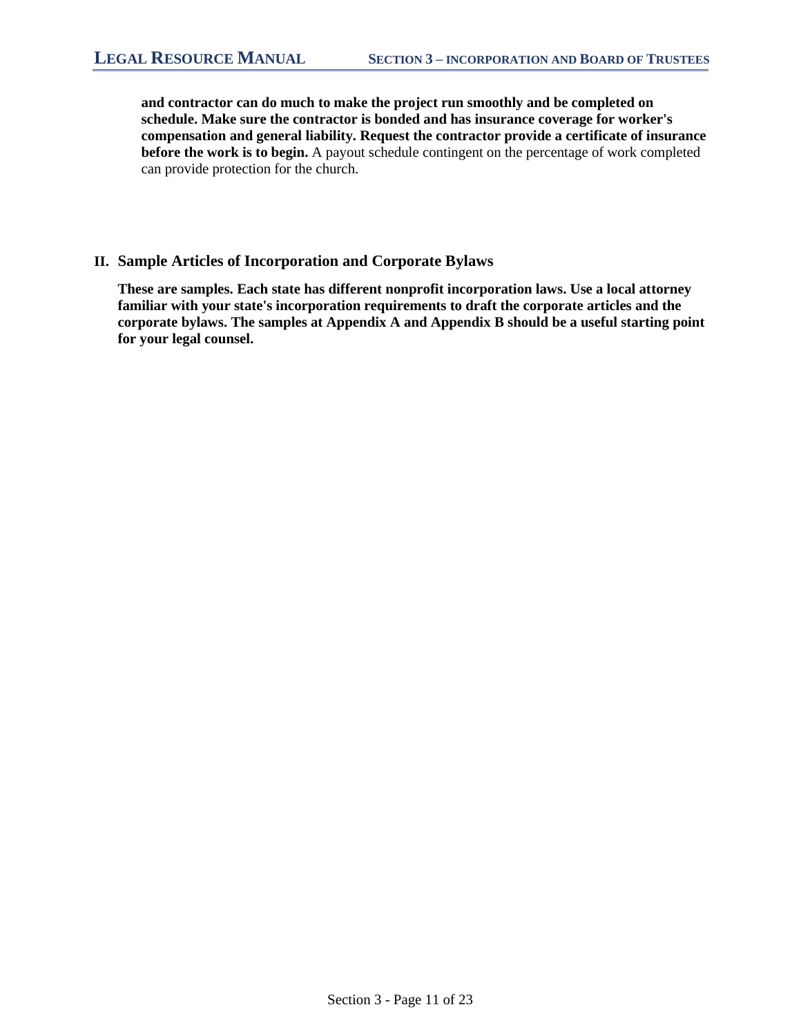**and contractor can do much to make the project run smoothly and be completed on schedule. Make sure the contractor is bonded and has insurance coverage for worker's compensation and general liability. Request the contractor provide a certificate of insurance before the work is to begin.** A payout schedule contingent on the percentage of work completed can provide protection for the church.

## II. Sample Articles of Incorporation and Corporate Bylaws

**These are samples. Each state has different nonprofit incorporation laws. Use a local attorney familiar with your state's incorporation requirements to draft the corporate articles and the corporate bylaws. The samples at Appendix A and Appendix B should be a useful starting point for your legal counsel.**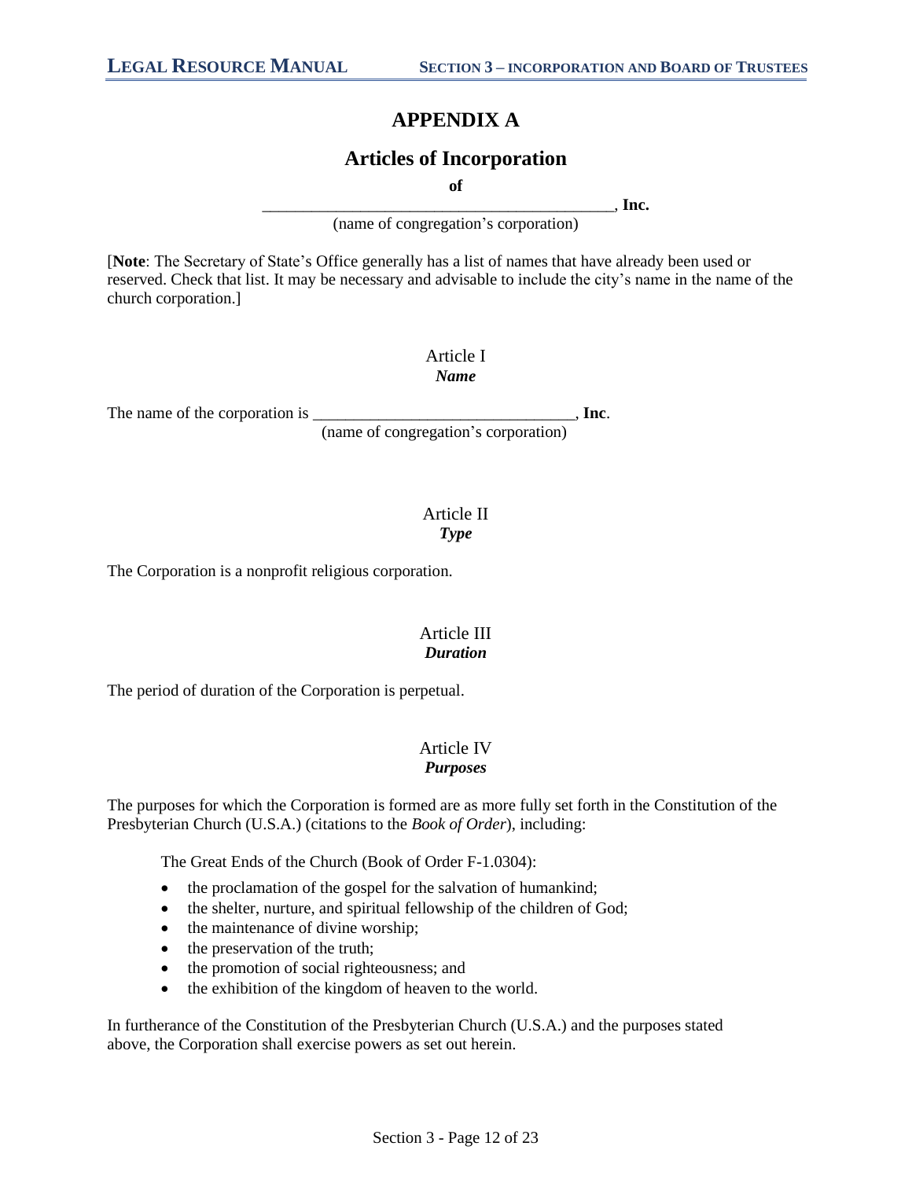# APPENDIX A

## Articles of Incorporation

**of**

\_\_\_\_\_\_\_\_\_\_\_\_\_\_\_\_\_\_\_\_\_\_\_\_\_\_\_\_\_\_\_\_\_\_\_\_\_\_\_\_\_\_\_, **Inc.**
(name of congregation's corporation)

[**Note**: The Secretary of State's Office generally has a list of names that have already been used or reserved. Check that list. It may be necessary and advisable to include the city's name in the name of the church corporation.]

### Article I
***Name***

The name of the corporation is \_\_\_\_\_\_\_\_\_\_\_\_\_\_\_\_\_\_\_\_\_\_\_\_\_\_\_\_\_\_\_\_, **Inc**.
(name of congregation's corporation)

### Article II
***Type***

The Corporation is a nonprofit religious corporation.

### Article III
***Duration***

The period of duration of the Corporation is perpetual.

### Article IV
***Purposes***

The purposes for which the Corporation is formed are as more fully set forth in the Constitution of the Presbyterian Church (U.S.A.) (citations to the *Book of Order*), including:

The Great Ends of the Church (Book of Order F-1.0304):

- the proclamation of the gospel for the salvation of humankind;
- the shelter, nurture, and spiritual fellowship of the children of God;
- the maintenance of divine worship;
- the preservation of the truth;
- the promotion of social righteousness; and
- the exhibition of the kingdom of heaven to the world.

In furtherance of the Constitution of the Presbyterian Church (U.S.A.) and the purposes stated above, the Corporation shall exercise powers as set out herein.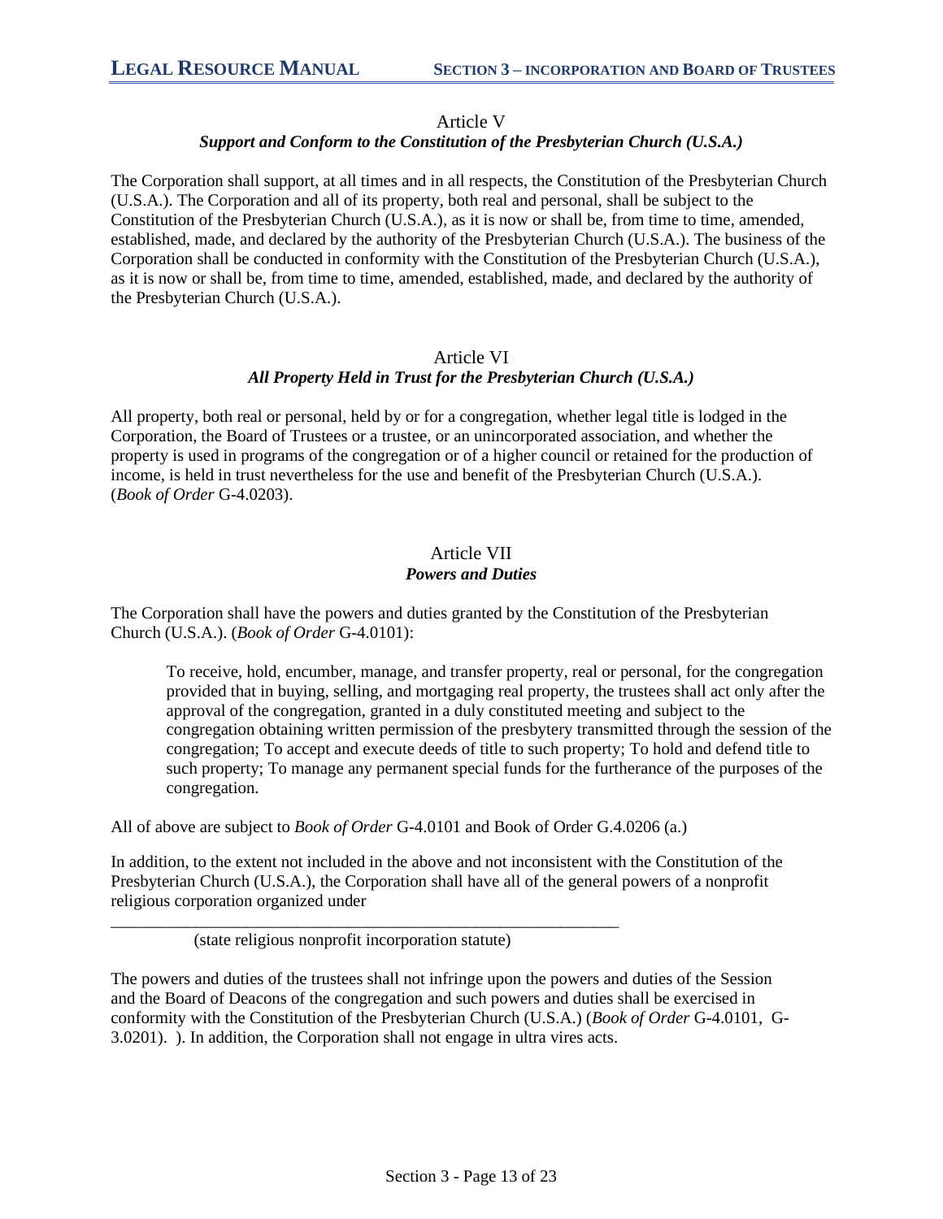Article V

***Support and Conform to the Constitution of the Presbyterian Church (U.S.A.)***

The Corporation shall support, at all times and in all respects, the Constitution of the Presbyterian Church (U.S.A.). The Corporation and all of its property, both real and personal, shall be subject to the Constitution of the Presbyterian Church (U.S.A.), as it is now or shall be, from time to time, amended, established, made, and declared by the authority of the Presbyterian Church (U.S.A.). The business of the Corporation shall be conducted in conformity with the Constitution of the Presbyterian Church (U.S.A.), as it is now or shall be, from time to time, amended, established, made, and declared by the authority of the Presbyterian Church (U.S.A.).

Article VI

***All Property Held in Trust for the Presbyterian Church (U.S.A.)***

All property, both real or personal, held by or for a congregation, whether legal title is lodged in the Corporation, the Board of Trustees or a trustee, or an unincorporated association, and whether the property is used in programs of the congregation or of a higher council or retained for the production of income, is held in trust nevertheless for the use and benefit of the Presbyterian Church (U.S.A.). (*Book of Order* G-4.0203).

Article VII

***Powers and Duties***

The Corporation shall have the powers and duties granted by the Constitution of the Presbyterian Church (U.S.A.). (*Book of Order* G-4.0101):

> To receive, hold, encumber, manage, and transfer property, real or personal, for the congregation provided that in buying, selling, and mortgaging real property, the trustees shall act only after the approval of the congregation, granted in a duly constituted meeting and subject to the congregation obtaining written permission of the presbytery transmitted through the session of the congregation; To accept and execute deeds of title to such property; To hold and defend title to such property; To manage any permanent special funds for the furtherance of the purposes of the congregation.

All of above are subject to *Book of Order* G-4.0101 and Book of Order G.4.0206 (a.)

In addition, to the extent not included in the above and not inconsistent with the Constitution of the Presbyterian Church (U.S.A.), the Corporation shall have all of the general powers of a nonprofit religious corporation organized under

\_\_\_\_\_\_\_\_\_\_\_\_\_\_\_\_\_\_\_\_\_\_\_\_\_\_\_\_\_\_\_\_\_\_\_\_\_\_\_\_\_\_\_\_\_\_\_\_\_\_\_\_\_\_\_\_\_\_\_\_
(state religious nonprofit incorporation statute)

The powers and duties of the trustees shall not infringe upon the powers and duties of the Session and the Board of Deacons of the congregation and such powers and duties shall be exercised in conformity with the Constitution of the Presbyterian Church (U.S.A.) (*Book of Order* G-4.0101, G-3.0201). ). In addition, the Corporation shall not engage in ultra vires acts.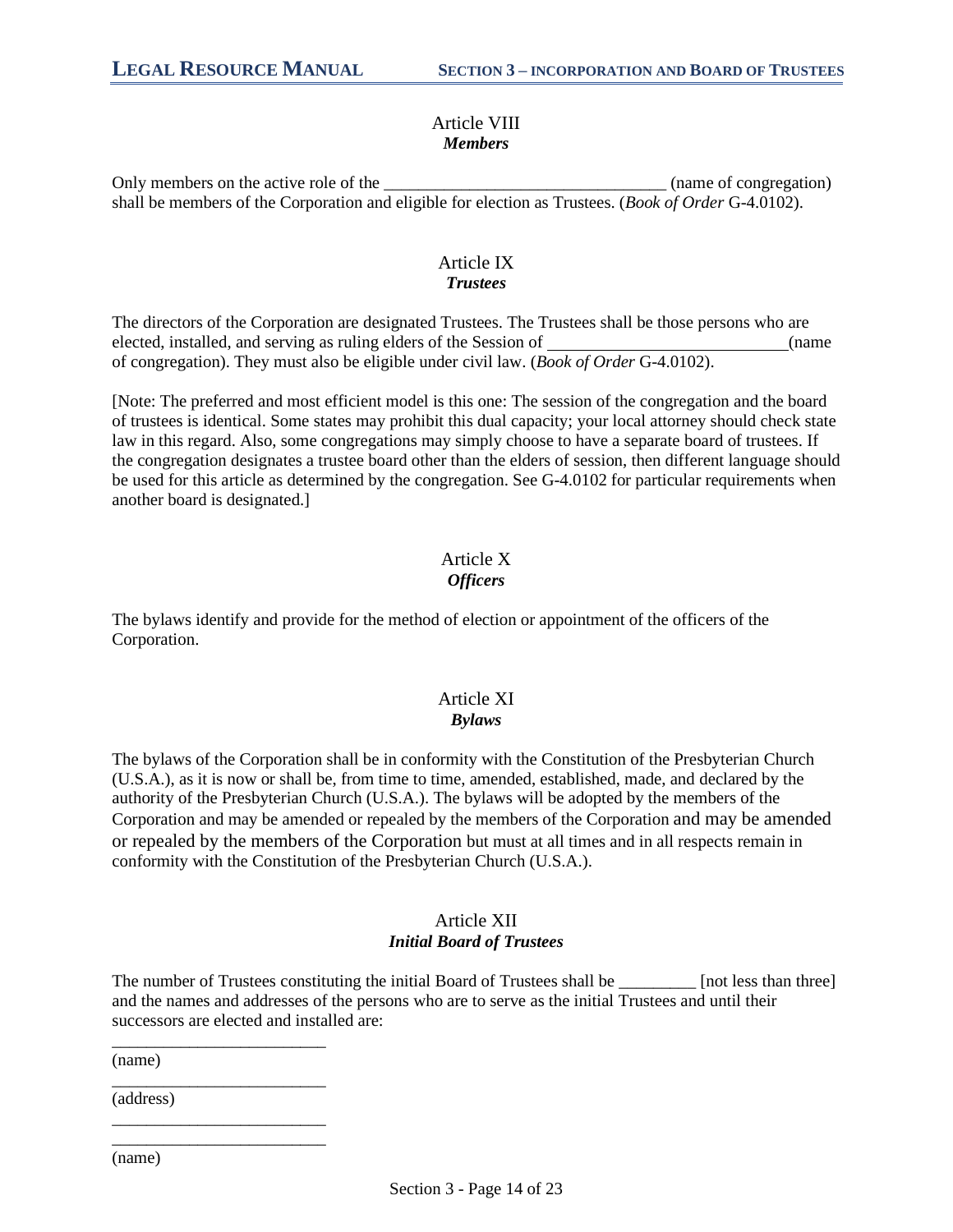## Article VIII
### *Members*

Only members on the active role of the \_\_\_\_\_\_\_\_\_\_\_\_\_\_\_\_\_\_\_\_\_\_\_\_\_\_\_\_\_\_\_\_ (name of congregation) shall be members of the Corporation and eligible for election as Trustees. (*Book of Order* G-4.0102).

## Article IX
### *Trustees*

The directors of the Corporation are designated Trustees. The Trustees shall be those persons who are elected, installed, and serving as ruling elders of the Session of \_\_\_\_\_\_\_\_\_\_\_\_\_\_\_\_\_\_\_\_\_\_\_\_\_\_\_\_(name of congregation). They must also be eligible under civil law. (*Book of Order* G-4.0102).

[Note: The preferred and most efficient model is this one: The session of the congregation and the board of trustees is identical. Some states may prohibit this dual capacity; your local attorney should check state law in this regard. Also, some congregations may simply choose to have a separate board of trustees. If the congregation designates a trustee board other than the elders of session, then different language should be used for this article as determined by the congregation. See G-4.0102 for particular requirements when another board is designated.]

## Article X
### *Officers*

The bylaws identify and provide for the method of election or appointment of the officers of the Corporation.

## Article XI
### *Bylaws*

The bylaws of the Corporation shall be in conformity with the Constitution of the Presbyterian Church (U.S.A.), as it is now or shall be, from time to time, amended, established, made, and declared by the authority of the Presbyterian Church (U.S.A.). The bylaws will be adopted by the members of the Corporation and may be amended or repealed by the members of the Corporation and may be amended or repealed by the members of the Corporation but must at all times and in all respects remain in conformity with the Constitution of the Presbyterian Church (U.S.A.).

## Article XII
### *Initial Board of Trustees*

The number of Trustees constituting the initial Board of Trustees shall be \_\_\_\_\_\_\_\_\_ [not less than three] and the names and addresses of the persons who are to serve as the initial Trustees and until their successors are elected and installed are:

\_\_\_\_\_\_\_\_\_\_\_\_\_\_\_\_\_\_\_\_\_\_\_\_\_\_
(name)

\_\_\_\_\_\_\_\_\_\_\_\_\_\_\_\_\_\_\_\_\_\_\_\_\_\_
(address)

\_\_\_\_\_\_\_\_\_\_\_\_\_\_\_\_\_\_\_\_\_\_\_\_\_\_

\_\_\_\_\_\_\_\_\_\_\_\_\_\_\_\_\_\_\_\_\_\_\_\_\_\_
(name)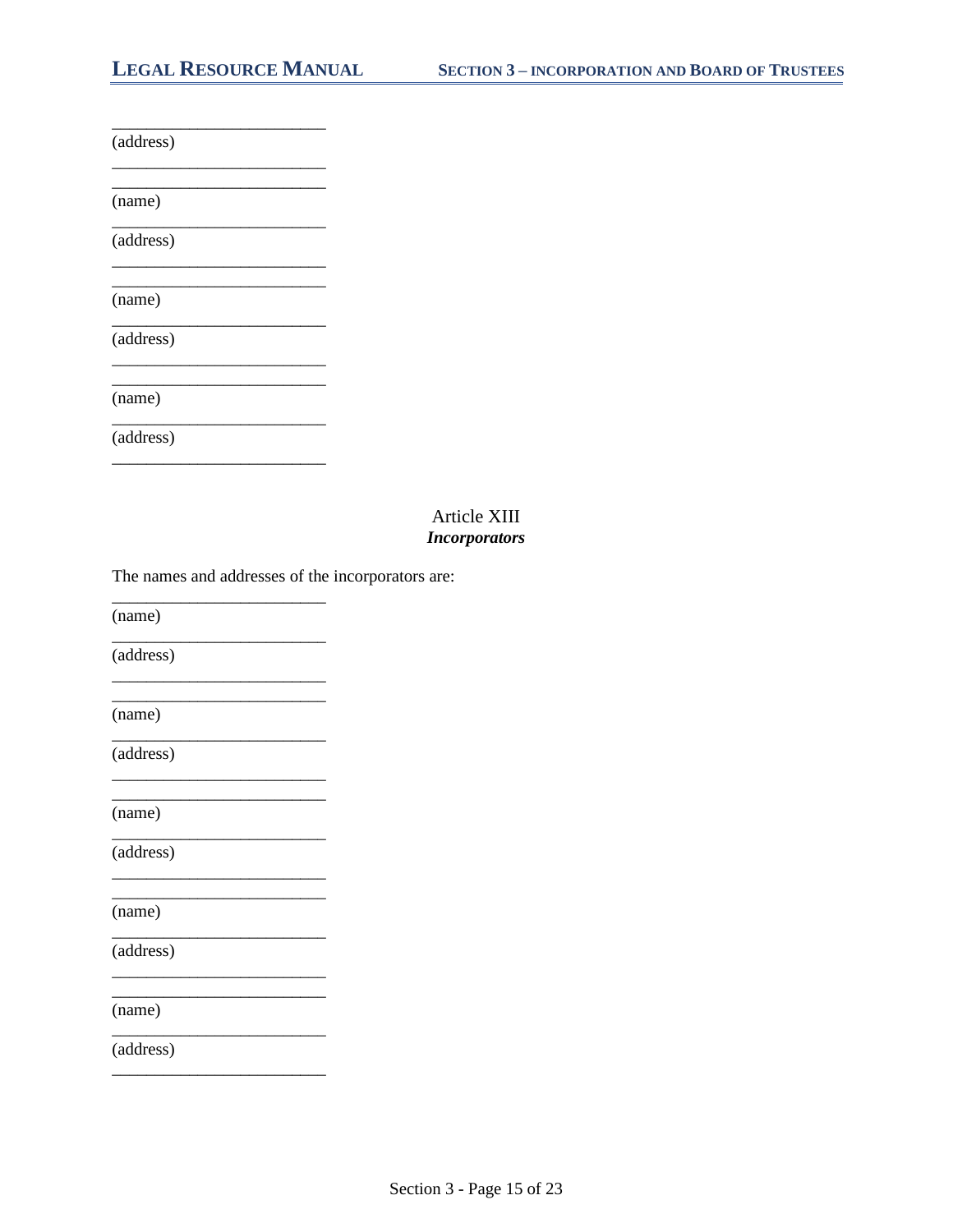\_\_\_\_\_\_\_\_\_\_\_\_\_\_\_\_\_\_\_\_\_\_\_\_\_
(address)

\_\_\_\_\_\_\_\_\_\_\_\_\_\_\_\_\_\_\_\_\_\_\_\_\_

\_\_\_\_\_\_\_\_\_\_\_\_\_\_\_\_\_\_\_\_\_\_\_\_\_
(name)

\_\_\_\_\_\_\_\_\_\_\_\_\_\_\_\_\_\_\_\_\_\_\_\_\_
(address)

\_\_\_\_\_\_\_\_\_\_\_\_\_\_\_\_\_\_\_\_\_\_\_\_\_

\_\_\_\_\_\_\_\_\_\_\_\_\_\_\_\_\_\_\_\_\_\_\_\_\_
(name)

\_\_\_\_\_\_\_\_\_\_\_\_\_\_\_\_\_\_\_\_\_\_\_\_\_
(address)

\_\_\_\_\_\_\_\_\_\_\_\_\_\_\_\_\_\_\_\_\_\_\_\_\_

\_\_\_\_\_\_\_\_\_\_\_\_\_\_\_\_\_\_\_\_\_\_\_\_\_
(name)

\_\_\_\_\_\_\_\_\_\_\_\_\_\_\_\_\_\_\_\_\_\_\_\_\_
(address)

\_\_\_\_\_\_\_\_\_\_\_\_\_\_\_\_\_\_\_\_\_\_\_\_\_

## Article XIII
### ***Incorporators***

The names and addresses of the incorporators are:

\_\_\_\_\_\_\_\_\_\_\_\_\_\_\_\_\_\_\_\_\_\_\_\_\_
(name)

\_\_\_\_\_\_\_\_\_\_\_\_\_\_\_\_\_\_\_\_\_\_\_\_\_
(address)

\_\_\_\_\_\_\_\_\_\_\_\_\_\_\_\_\_\_\_\_\_\_\_\_\_

\_\_\_\_\_\_\_\_\_\_\_\_\_\_\_\_\_\_\_\_\_\_\_\_\_
(name)

\_\_\_\_\_\_\_\_\_\_\_\_\_\_\_\_\_\_\_\_\_\_\_\_\_
(address)

\_\_\_\_\_\_\_\_\_\_\_\_\_\_\_\_\_\_\_\_\_\_\_\_\_

\_\_\_\_\_\_\_\_\_\_\_\_\_\_\_\_\_\_\_\_\_\_\_\_\_
(name)

\_\_\_\_\_\_\_\_\_\_\_\_\_\_\_\_\_\_\_\_\_\_\_\_\_
(address)

\_\_\_\_\_\_\_\_\_\_\_\_\_\_\_\_\_\_\_\_\_\_\_\_\_

\_\_\_\_\_\_\_\_\_\_\_\_\_\_\_\_\_\_\_\_\_\_\_\_\_
(name)

\_\_\_\_\_\_\_\_\_\_\_\_\_\_\_\_\_\_\_\_\_\_\_\_\_
(address)

\_\_\_\_\_\_\_\_\_\_\_\_\_\_\_\_\_\_\_\_\_\_\_\_\_

\_\_\_\_\_\_\_\_\_\_\_\_\_\_\_\_\_\_\_\_\_\_\_\_\_
(name)

\_\_\_\_\_\_\_\_\_\_\_\_\_\_\_\_\_\_\_\_\_\_\_\_\_
(address)

\_\_\_\_\_\_\_\_\_\_\_\_\_\_\_\_\_\_\_\_\_\_\_\_\_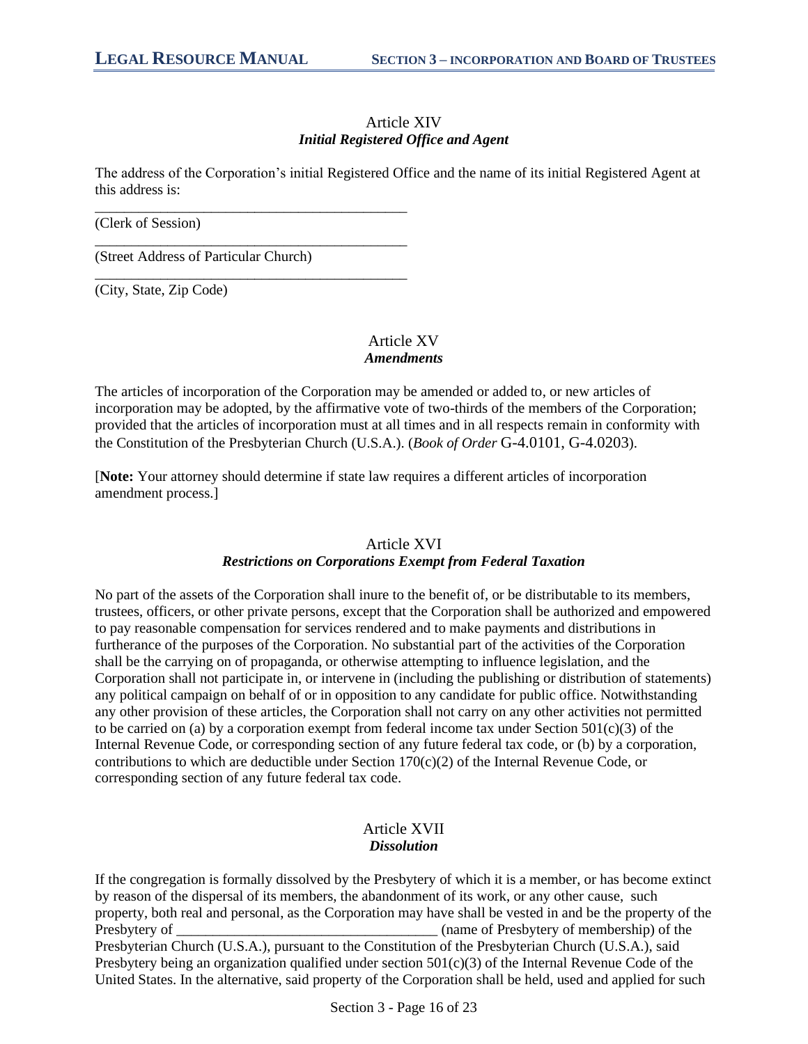## Article XIV
### *Initial Registered Office and Agent*

The address of the Corporation's initial Registered Office and the name of its initial Registered Agent at this address is:

\_\_\_\_\_\_\_\_\_\_\_\_\_\_\_\_\_\_\_\_\_\_\_\_\_\_\_\_\_\_\_\_\_\_\_\_\_\_\_\_\_\_\_\_
(Clerk of Session)

\_\_\_\_\_\_\_\_\_\_\_\_\_\_\_\_\_\_\_\_\_\_\_\_\_\_\_\_\_\_\_\_\_\_\_\_\_\_\_\_\_\_\_\_
(Street Address of Particular Church)

\_\_\_\_\_\_\_\_\_\_\_\_\_\_\_\_\_\_\_\_\_\_\_\_\_\_\_\_\_\_\_\_\_\_\_\_\_\_\_\_\_\_\_\_
(City, State, Zip Code)

## Article XV
### *Amendments*

The articles of incorporation of the Corporation may be amended or added to, or new articles of incorporation may be adopted, by the affirmative vote of two-thirds of the members of the Corporation; provided that the articles of incorporation must at all times and in all respects remain in conformity with the Constitution of the Presbyterian Church (U.S.A.). (*Book of Order* G-4.0101, G-4.0203).

[**Note:** Your attorney should determine if state law requires a different articles of incorporation amendment process.]

## Article XVI
### *Restrictions on Corporations Exempt from Federal Taxation*

No part of the assets of the Corporation shall inure to the benefit of, or be distributable to its members, trustees, officers, or other private persons, except that the Corporation shall be authorized and empowered to pay reasonable compensation for services rendered and to make payments and distributions in furtherance of the purposes of the Corporation. No substantial part of the activities of the Corporation shall be the carrying on of propaganda, or otherwise attempting to influence legislation, and the Corporation shall not participate in, or intervene in (including the publishing or distribution of statements) any political campaign on behalf of or in opposition to any candidate for public office. Notwithstanding any other provision of these articles, the Corporation shall not carry on any other activities not permitted to be carried on (a) by a corporation exempt from federal income tax under Section 501(c)(3) of the Internal Revenue Code, or corresponding section of any future federal tax code, or (b) by a corporation, contributions to which are deductible under Section 170(c)(2) of the Internal Revenue Code, or corresponding section of any future federal tax code.

## Article XVII
### *Dissolution*

If the congregation is formally dissolved by the Presbytery of which it is a member, or has become extinct by reason of the dispersal of its members, the abandonment of its work, or any other cause, such property, both real and personal, as the Corporation may have shall be vested in and be the property of the Presbytery of \_\_\_\_\_\_\_\_\_\_\_\_\_\_\_\_\_\_\_\_\_\_\_\_\_\_\_\_\_\_\_\_\_\_\_\_ (name of Presbytery of membership) of the Presbyterian Church (U.S.A.), pursuant to the Constitution of the Presbyterian Church (U.S.A.), said Presbytery being an organization qualified under section 501(c)(3) of the Internal Revenue Code of the United States. In the alternative, said property of the Corporation shall be held, used and applied for such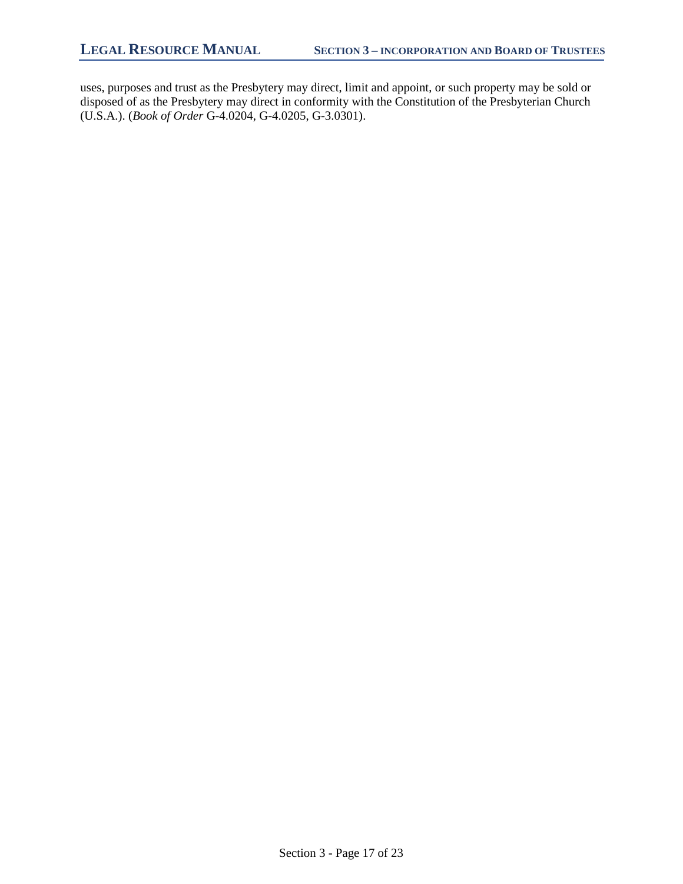uses, purposes and trust as the Presbytery may direct, limit and appoint, or such property may be sold or disposed of as the Presbytery may direct in conformity with the Constitution of the Presbyterian Church (U.S.A.). (*Book of Order* G-4.0204, G-4.0205, G-3.0301).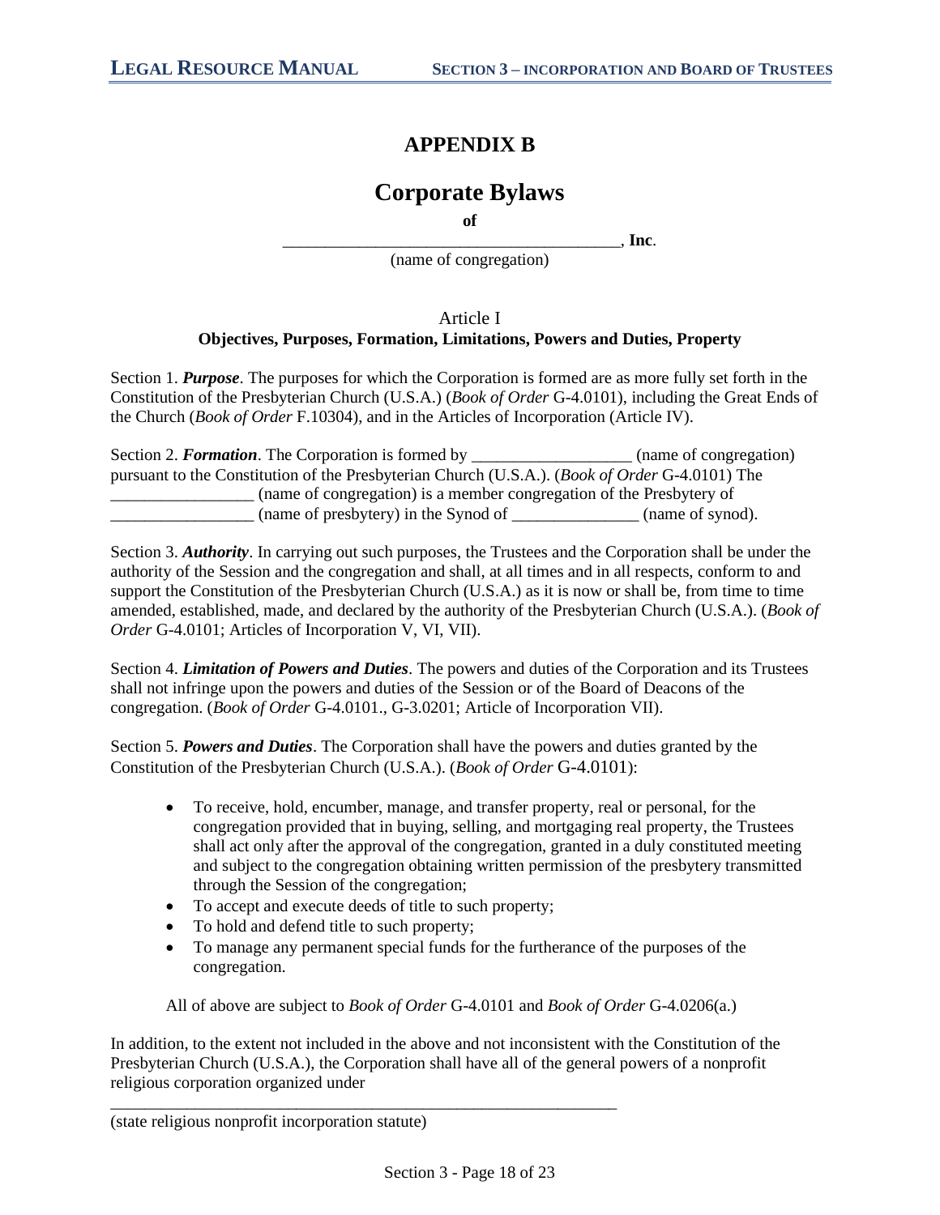# APPENDIX B

## Corporate Bylaws

**of**

________________________________________, **Inc**.
(name of congregation)

Article I
**Objectives, Purposes, Formation, Limitations, Powers and Duties, Property**

Section 1. ***Purpose***. The purposes for which the Corporation is formed are as more fully set forth in the Constitution of the Presbyterian Church (U.S.A.) (*Book of Order* G-4.0101), including the Great Ends of the Church (*Book of Order* F.10304), and in the Articles of Incorporation (Article IV).

Section 2. ***Formation***. The Corporation is formed by __________________ (name of congregation) pursuant to the Constitution of the Presbyterian Church (U.S.A.). (*Book of Order* G-4.0101) The _________________ (name of congregation) is a member congregation of the Presbytery of _________________ (name of presbytery) in the Synod of _______________ (name of synod).

Section 3. ***Authority***. In carrying out such purposes, the Trustees and the Corporation shall be under the authority of the Session and the congregation and shall, at all times and in all respects, conform to and support the Constitution of the Presbyterian Church (U.S.A.) as it is now or shall be, from time to time amended, established, made, and declared by the authority of the Presbyterian Church (U.S.A.). (*Book of Order* G-4.0101; Articles of Incorporation V, VI, VII).

Section 4. ***Limitation of Powers and Duties***. The powers and duties of the Corporation and its Trustees shall not infringe upon the powers and duties of the Session or of the Board of Deacons of the congregation. (*Book of Order* G-4.0101., G-3.0201; Article of Incorporation VII).

Section 5. ***Powers and Duties***. The Corporation shall have the powers and duties granted by the Constitution of the Presbyterian Church (U.S.A.). (*Book of Order* G-4.0101):

- To receive, hold, encumber, manage, and transfer property, real or personal, for the congregation provided that in buying, selling, and mortgaging real property, the Trustees shall act only after the approval of the congregation, granted in a duly constituted meeting and subject to the congregation obtaining written permission of the presbytery transmitted through the Session of the congregation;
- To accept and execute deeds of title to such property;
- To hold and defend title to such property;
- To manage any permanent special funds for the furtherance of the purposes of the congregation.

All of above are subject to *Book of Order* G-4.0101 and *Book of Order* G-4.0206(a.)

In addition, to the extent not included in the above and not inconsistent with the Constitution of the Presbyterian Church (U.S.A.), the Corporation shall have all of the general powers of a nonprofit religious corporation organized under

_______________________________________________________________
(state religious nonprofit incorporation statute)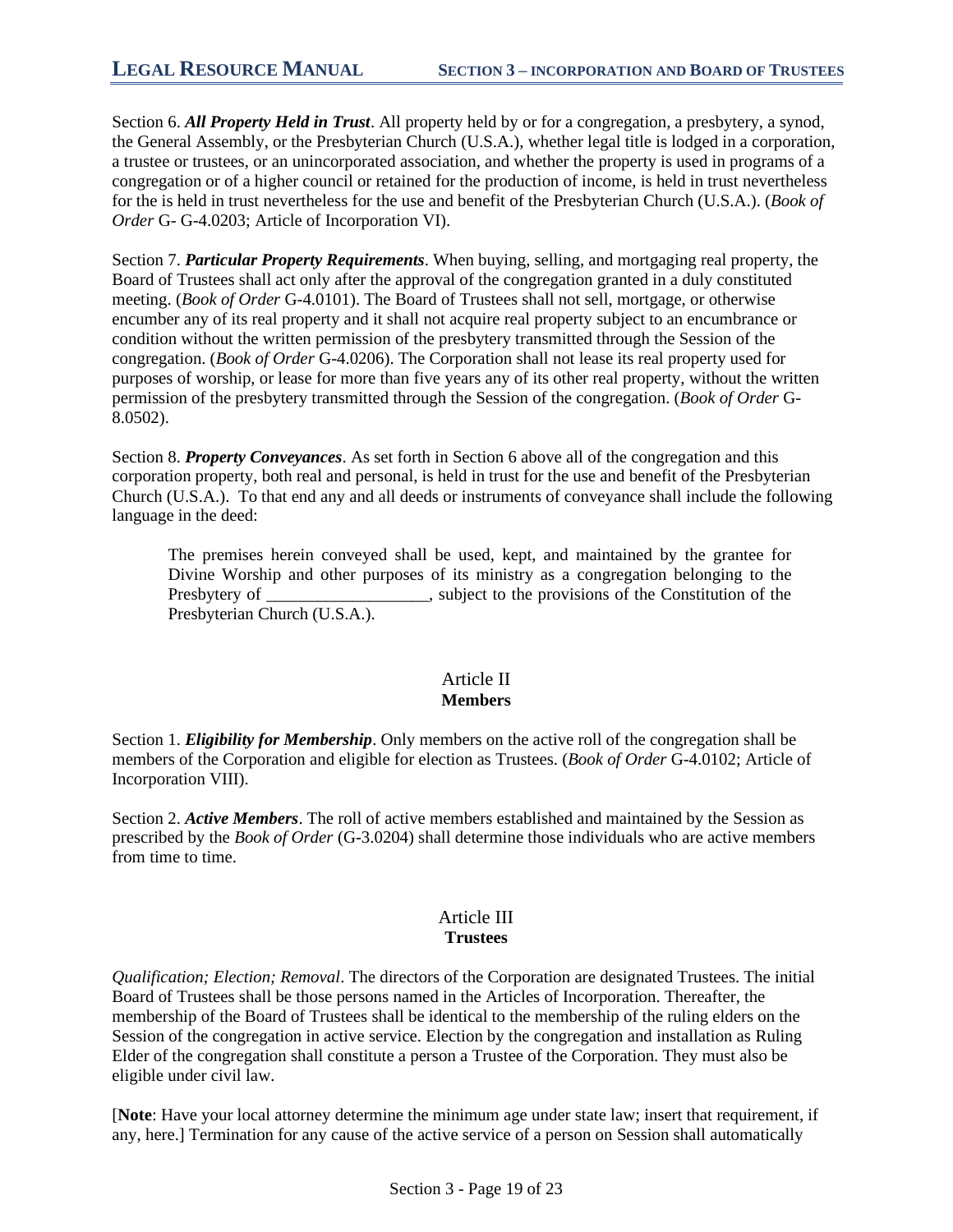Section 6. ***All Property Held in Trust***. All property held by or for a congregation, a presbytery, a synod, the General Assembly, or the Presbyterian Church (U.S.A.), whether legal title is lodged in a corporation, a trustee or trustees, or an unincorporated association, and whether the property is used in programs of a congregation or of a higher council or retained for the production of income, is held in trust nevertheless for the is held in trust nevertheless for the use and benefit of the Presbyterian Church (U.S.A.). (*Book of Order* G- G-4.0203; Article of Incorporation VI).

Section 7. ***Particular Property Requirements***. When buying, selling, and mortgaging real property, the Board of Trustees shall act only after the approval of the congregation granted in a duly constituted meeting. (*Book of Order* G-4.0101). The Board of Trustees shall not sell, mortgage, or otherwise encumber any of its real property and it shall not acquire real property subject to an encumbrance or condition without the written permission of the presbytery transmitted through the Session of the congregation. (*Book of Order* G-4.0206). The Corporation shall not lease its real property used for purposes of worship, or lease for more than five years any of its other real property, without the written permission of the presbytery transmitted through the Session of the congregation. (*Book of Order* G-8.0502).

Section 8. ***Property Conveyances***. As set forth in Section 6 above all of the congregation and this corporation property, both real and personal, is held in trust for the use and benefit of the Presbyterian Church (U.S.A.). To that end any and all deeds or instruments of conveyance shall include the following language in the deed:

> The premises herein conveyed shall be used, kept, and maintained by the grantee for Divine Worship and other purposes of its ministry as a congregation belonging to the Presbytery of __________________, subject to the provisions of the Constitution of the Presbyterian Church (U.S.A.).

## Article II
**Members**

Section 1. ***Eligibility for Membership***. Only members on the active roll of the congregation shall be members of the Corporation and eligible for election as Trustees. (*Book of Order* G-4.0102; Article of Incorporation VIII).

Section 2. ***Active Members***. The roll of active members established and maintained by the Session as prescribed by the *Book of Order* (G-3.0204) shall determine those individuals who are active members from time to time.

## Article III
**Trustees**

*Qualification; Election; Removal*. The directors of the Corporation are designated Trustees. The initial Board of Trustees shall be those persons named in the Articles of Incorporation. Thereafter, the membership of the Board of Trustees shall be identical to the membership of the ruling elders on the Session of the congregation in active service. Election by the congregation and installation as Ruling Elder of the congregation shall constitute a person a Trustee of the Corporation. They must also be eligible under civil law.

[**Note**: Have your local attorney determine the minimum age under state law; insert that requirement, if any, here.] Termination for any cause of the active service of a person on Session shall automatically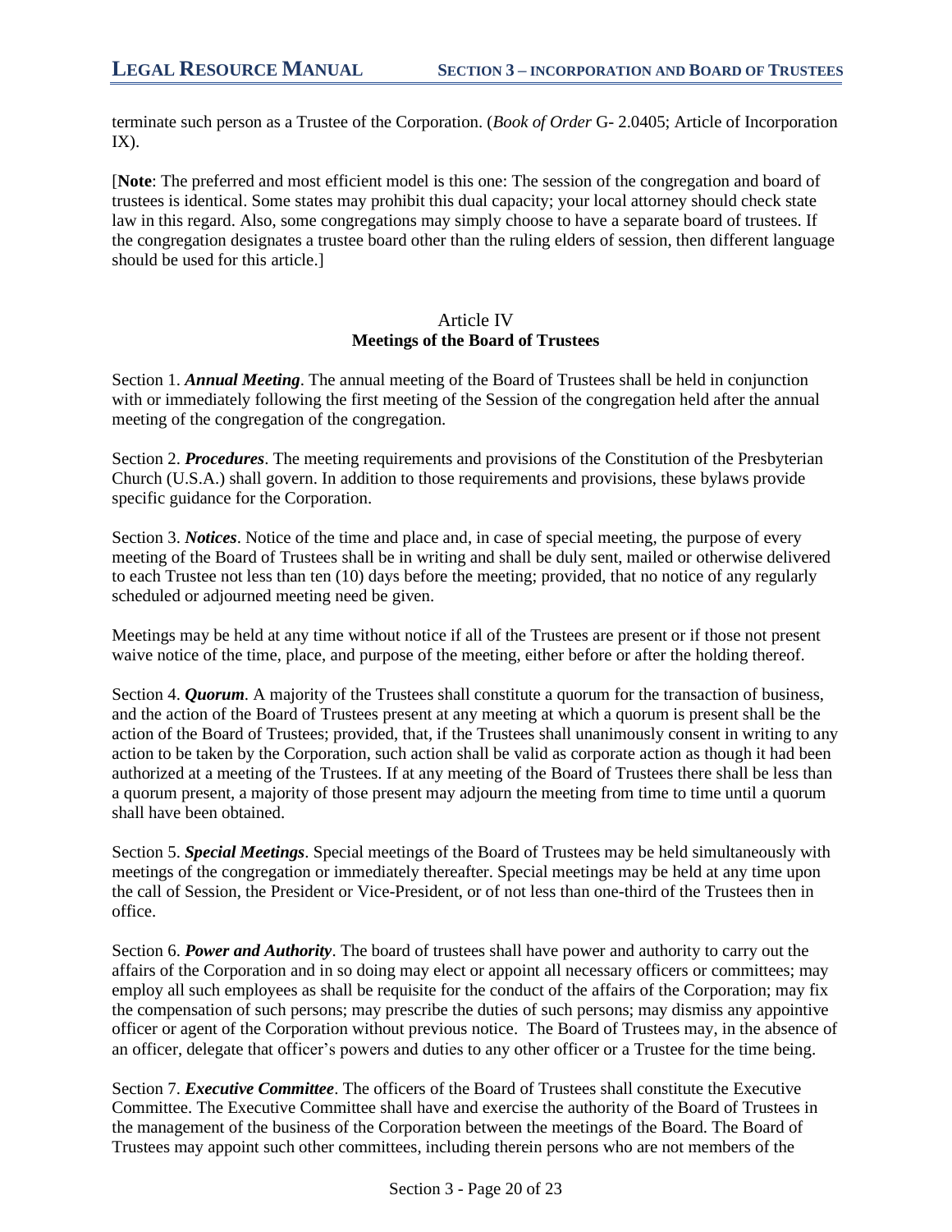terminate such person as a Trustee of the Corporation. (*Book of Order* G- 2.0405; Article of Incorporation IX).

[**Note**: The preferred and most efficient model is this one: The session of the congregation and board of trustees is identical. Some states may prohibit this dual capacity; your local attorney should check state law in this regard. Also, some congregations may simply choose to have a separate board of trustees. If the congregation designates a trustee board other than the ruling elders of session, then different language should be used for this article.]

## Article IV
## Meetings of the Board of Trustees

Section 1. ***Annual Meeting***. The annual meeting of the Board of Trustees shall be held in conjunction with or immediately following the first meeting of the Session of the congregation held after the annual meeting of the congregation of the congregation.

Section 2. ***Procedures***. The meeting requirements and provisions of the Constitution of the Presbyterian Church (U.S.A.) shall govern. In addition to those requirements and provisions, these bylaws provide specific guidance for the Corporation.

Section 3. ***Notices***. Notice of the time and place and, in case of special meeting, the purpose of every meeting of the Board of Trustees shall be in writing and shall be duly sent, mailed or otherwise delivered to each Trustee not less than ten (10) days before the meeting; provided, that no notice of any regularly scheduled or adjourned meeting need be given.

Meetings may be held at any time without notice if all of the Trustees are present or if those not present waive notice of the time, place, and purpose of the meeting, either before or after the holding thereof.

Section 4. ***Quorum***. A majority of the Trustees shall constitute a quorum for the transaction of business, and the action of the Board of Trustees present at any meeting at which a quorum is present shall be the action of the Board of Trustees; provided, that, if the Trustees shall unanimously consent in writing to any action to be taken by the Corporation, such action shall be valid as corporate action as though it had been authorized at a meeting of the Trustees. If at any meeting of the Board of Trustees there shall be less than a quorum present, a majority of those present may adjourn the meeting from time to time until a quorum shall have been obtained.

Section 5. ***Special Meetings***. Special meetings of the Board of Trustees may be held simultaneously with meetings of the congregation or immediately thereafter. Special meetings may be held at any time upon the call of Session, the President or Vice-President, or of not less than one-third of the Trustees then in office.

Section 6. ***Power and Authority***. The board of trustees shall have power and authority to carry out the affairs of the Corporation and in so doing may elect or appoint all necessary officers or committees; may employ all such employees as shall be requisite for the conduct of the affairs of the Corporation; may fix the compensation of such persons; may prescribe the duties of such persons; may dismiss any appointive officer or agent of the Corporation without previous notice. The Board of Trustees may, in the absence of an officer, delegate that officer's powers and duties to any other officer or a Trustee for the time being.

Section 7. ***Executive Committee***. The officers of the Board of Trustees shall constitute the Executive Committee. The Executive Committee shall have and exercise the authority of the Board of Trustees in the management of the business of the Corporation between the meetings of the Board. The Board of Trustees may appoint such other committees, including therein persons who are not members of the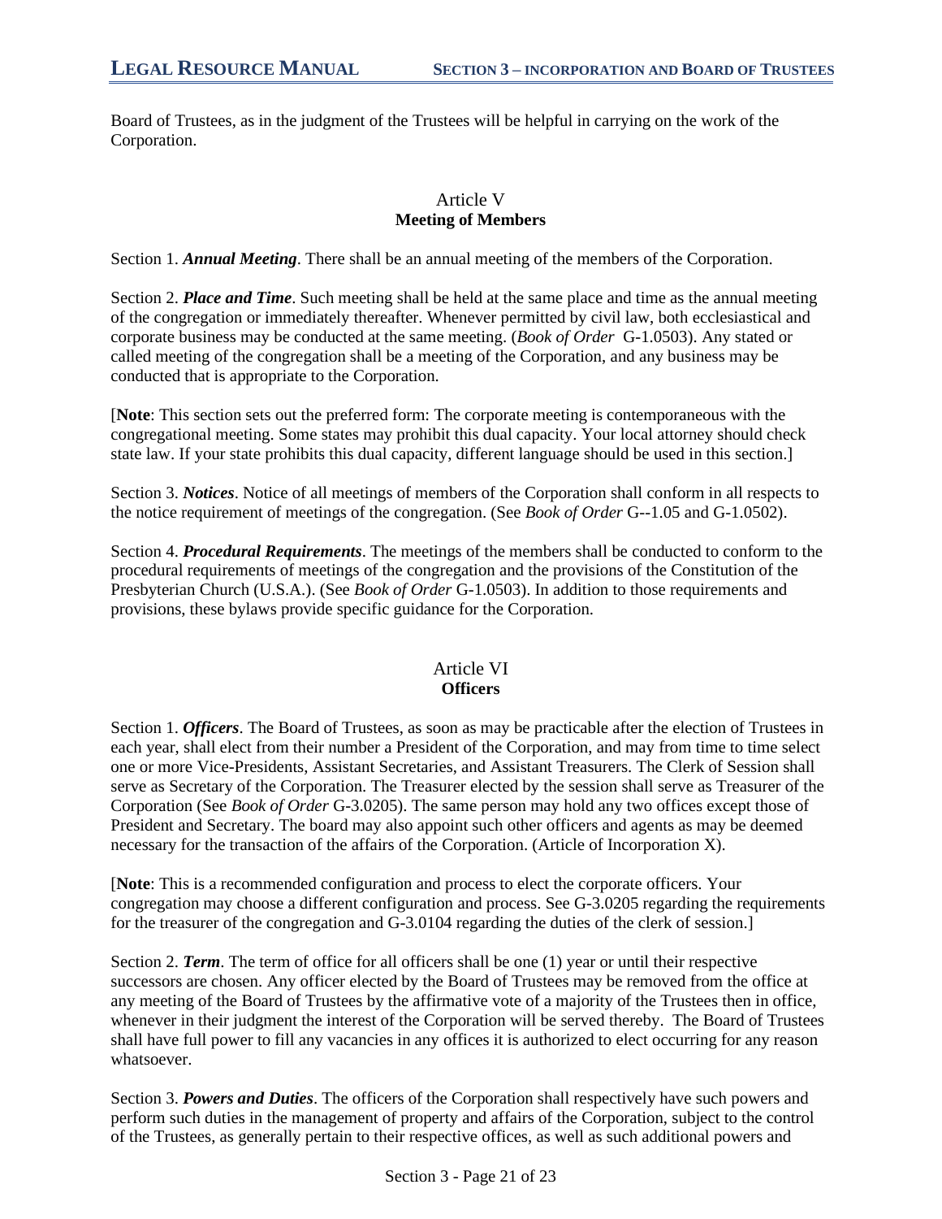Board of Trustees, as in the judgment of the Trustees will be helpful in carrying on the work of the Corporation.

## Article V
## Meeting of Members

Section 1. ***Annual Meeting***. There shall be an annual meeting of the members of the Corporation.

Section 2. ***Place and Time***. Such meeting shall be held at the same place and time as the annual meeting of the congregation or immediately thereafter. Whenever permitted by civil law, both ecclesiastical and corporate business may be conducted at the same meeting. (*Book of Order* G-1.0503). Any stated or called meeting of the congregation shall be a meeting of the Corporation, and any business may be conducted that is appropriate to the Corporation.

[**Note**: This section sets out the preferred form: The corporate meeting is contemporaneous with the congregational meeting. Some states may prohibit this dual capacity. Your local attorney should check state law. If your state prohibits this dual capacity, different language should be used in this section.]

Section 3. ***Notices***. Notice of all meetings of members of the Corporation shall conform in all respects to the notice requirement of meetings of the congregation. (See *Book of Order* G--1.05 and G-1.0502).

Section 4. ***Procedural Requirements***. The meetings of the members shall be conducted to conform to the procedural requirements of meetings of the congregation and the provisions of the Constitution of the Presbyterian Church (U.S.A.). (See *Book of Order* G-1.0503). In addition to those requirements and provisions, these bylaws provide specific guidance for the Corporation.

## Article VI
## Officers

Section 1. ***Officers***. The Board of Trustees, as soon as may be practicable after the election of Trustees in each year, shall elect from their number a President of the Corporation, and may from time to time select one or more Vice-Presidents, Assistant Secretaries, and Assistant Treasurers. The Clerk of Session shall serve as Secretary of the Corporation. The Treasurer elected by the session shall serve as Treasurer of the Corporation (See *Book of Order* G-3.0205). The same person may hold any two offices except those of President and Secretary. The board may also appoint such other officers and agents as may be deemed necessary for the transaction of the affairs of the Corporation. (Article of Incorporation X).

[**Note**: This is a recommended configuration and process to elect the corporate officers. Your congregation may choose a different configuration and process. See G-3.0205 regarding the requirements for the treasurer of the congregation and G-3.0104 regarding the duties of the clerk of session.]

Section 2. ***Term***. The term of office for all officers shall be one (1) year or until their respective successors are chosen. Any officer elected by the Board of Trustees may be removed from the office at any meeting of the Board of Trustees by the affirmative vote of a majority of the Trustees then in office, whenever in their judgment the interest of the Corporation will be served thereby. The Board of Trustees shall have full power to fill any vacancies in any offices it is authorized to elect occurring for any reason whatsoever.

Section 3. ***Powers and Duties***. The officers of the Corporation shall respectively have such powers and perform such duties in the management of property and affairs of the Corporation, subject to the control of the Trustees, as generally pertain to their respective offices, as well as such additional powers and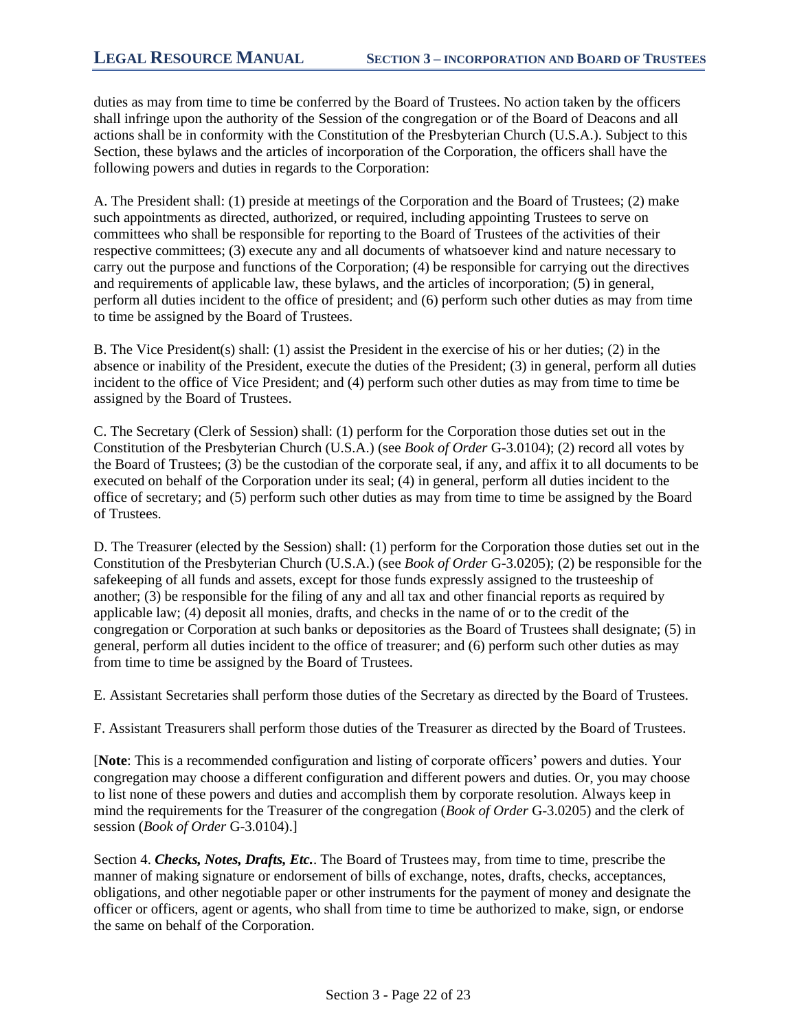duties as may from time to time be conferred by the Board of Trustees. No action taken by the officers shall infringe upon the authority of the Session of the congregation or of the Board of Deacons and all actions shall be in conformity with the Constitution of the Presbyterian Church (U.S.A.). Subject to this Section, these bylaws and the articles of incorporation of the Corporation, the officers shall have the following powers and duties in regards to the Corporation:

A. The President shall: (1) preside at meetings of the Corporation and the Board of Trustees; (2) make such appointments as directed, authorized, or required, including appointing Trustees to serve on committees who shall be responsible for reporting to the Board of Trustees of the activities of their respective committees; (3) execute any and all documents of whatsoever kind and nature necessary to carry out the purpose and functions of the Corporation; (4) be responsible for carrying out the directives and requirements of applicable law, these bylaws, and the articles of incorporation; (5) in general, perform all duties incident to the office of president; and (6) perform such other duties as may from time to time be assigned by the Board of Trustees.

B. The Vice President(s) shall: (1) assist the President in the exercise of his or her duties; (2) in the absence or inability of the President, execute the duties of the President; (3) in general, perform all duties incident to the office of Vice President; and (4) perform such other duties as may from time to time be assigned by the Board of Trustees.

C. The Secretary (Clerk of Session) shall: (1) perform for the Corporation those duties set out in the Constitution of the Presbyterian Church (U.S.A.) (see *Book of Order* G-3.0104); (2) record all votes by the Board of Trustees; (3) be the custodian of the corporate seal, if any, and affix it to all documents to be executed on behalf of the Corporation under its seal; (4) in general, perform all duties incident to the office of secretary; and (5) perform such other duties as may from time to time be assigned by the Board of Trustees.

D. The Treasurer (elected by the Session) shall: (1) perform for the Corporation those duties set out in the Constitution of the Presbyterian Church (U.S.A.) (see *Book of Order* G-3.0205); (2) be responsible for the safekeeping of all funds and assets, except for those funds expressly assigned to the trusteeship of another; (3) be responsible for the filing of any and all tax and other financial reports as required by applicable law; (4) deposit all monies, drafts, and checks in the name of or to the credit of the congregation or Corporation at such banks or depositories as the Board of Trustees shall designate; (5) in general, perform all duties incident to the office of treasurer; and (6) perform such other duties as may from time to time be assigned by the Board of Trustees.

E. Assistant Secretaries shall perform those duties of the Secretary as directed by the Board of Trustees.

F. Assistant Treasurers shall perform those duties of the Treasurer as directed by the Board of Trustees.

[**Note**: This is a recommended configuration and listing of corporate officers' powers and duties. Your congregation may choose a different configuration and different powers and duties. Or, you may choose to list none of these powers and duties and accomplish them by corporate resolution. Always keep in mind the requirements for the Treasurer of the congregation (*Book of Order* G-3.0205) and the clerk of session (*Book of Order* G-3.0104).]

Section 4. ***Checks, Notes, Drafts, Etc.***. The Board of Trustees may, from time to time, prescribe the manner of making signature or endorsement of bills of exchange, notes, drafts, checks, acceptances, obligations, and other negotiable paper or other instruments for the payment of money and designate the officer or officers, agent or agents, who shall from time to time be authorized to make, sign, or endorse the same on behalf of the Corporation.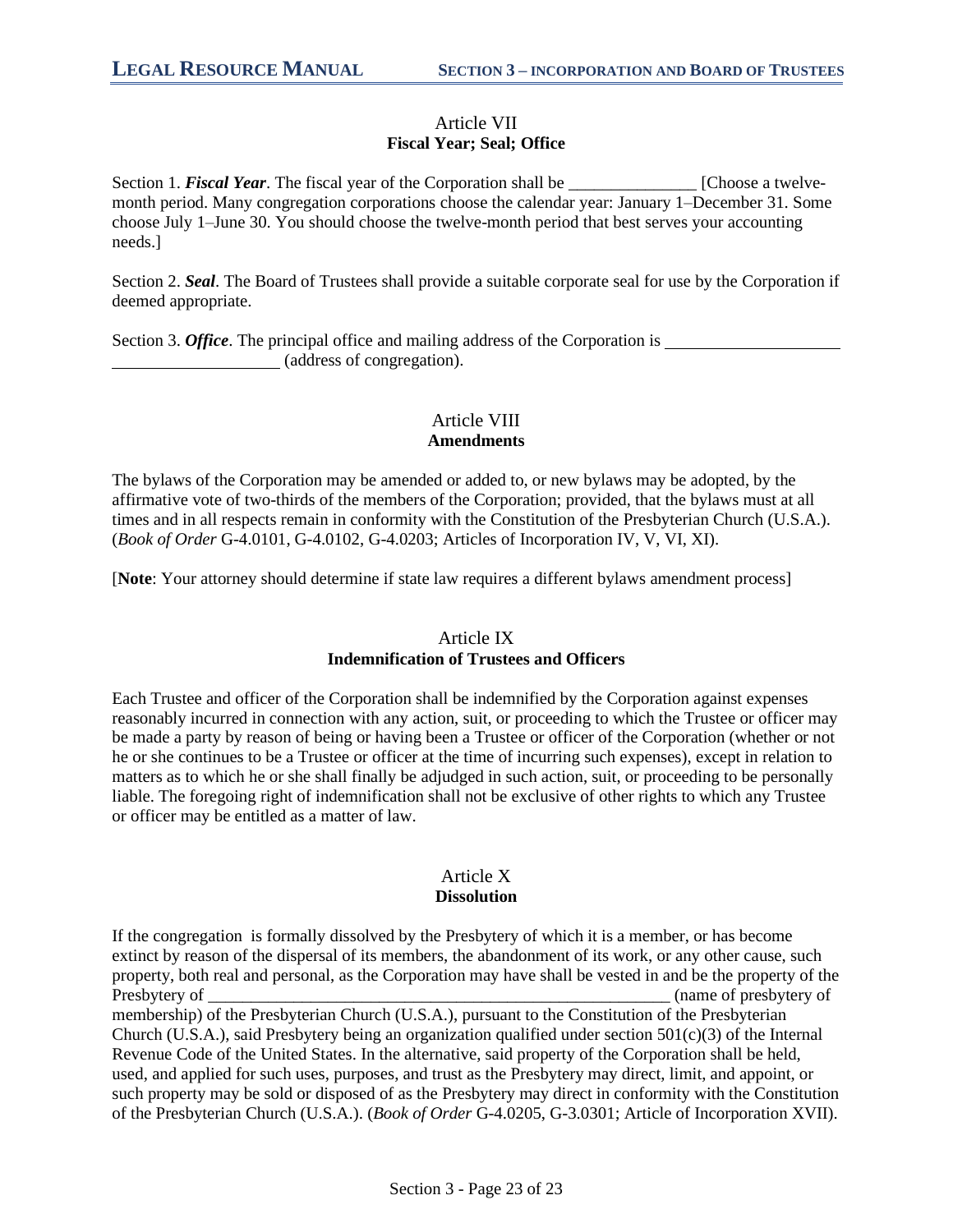## Article VII
**Fiscal Year; Seal; Office**

Section 1. ***Fiscal Year***. The fiscal year of the Corporation shall be _______________ [Choose a twelve-month period. Many congregation corporations choose the calendar year: January 1–December 31. Some choose July 1–June 30. You should choose the twelve-month period that best serves your accounting needs.]

Section 2. ***Seal***. The Board of Trustees shall provide a suitable corporate seal for use by the Corporation if deemed appropriate.

Section 3. ***Office***. The principal office and mailing address of the Corporation is ____________________ ____________________ (address of congregation).

## Article VIII
**Amendments**

The bylaws of the Corporation may be amended or added to, or new bylaws may be adopted, by the affirmative vote of two-thirds of the members of the Corporation; provided, that the bylaws must at all times and in all respects remain in conformity with the Constitution of the Presbyterian Church (U.S.A.). (*Book of Order* G-4.0101, G-4.0102, G-4.0203; Articles of Incorporation IV, V, VI, XI).

[**Note**: Your attorney should determine if state law requires a different bylaws amendment process]

## Article IX
**Indemnification of Trustees and Officers**

Each Trustee and officer of the Corporation shall be indemnified by the Corporation against expenses reasonably incurred in connection with any action, suit, or proceeding to which the Trustee or officer may be made a party by reason of being or having been a Trustee or officer of the Corporation (whether or not he or she continues to be a Trustee or officer at the time of incurring such expenses), except in relation to matters as to which he or she shall finally be adjudged in such action, suit, or proceeding to be personally liable. The foregoing right of indemnification shall not be exclusive of other rights to which any Trustee or officer may be entitled as a matter of law.

## Article X
**Dissolution**

If the congregation is formally dissolved by the Presbytery of which it is a member, or has become extinct by reason of the dispersal of its members, the abandonment of its work, or any other cause, such property, both real and personal, as the Corporation may have shall be vested in and be the property of the Presbytery of ________________________________________________________ (name of presbytery of membership) of the Presbyterian Church (U.S.A.), pursuant to the Constitution of the Presbyterian Church (U.S.A.), said Presbytery being an organization qualified under section 501(c)(3) of the Internal Revenue Code of the United States. In the alternative, said property of the Corporation shall be held, used, and applied for such uses, purposes, and trust as the Presbytery may direct, limit, and appoint, or such property may be sold or disposed of as the Presbytery may direct in conformity with the Constitution of the Presbyterian Church (U.S.A.). (*Book of Order* G-4.0205, G-3.0301; Article of Incorporation XVII).